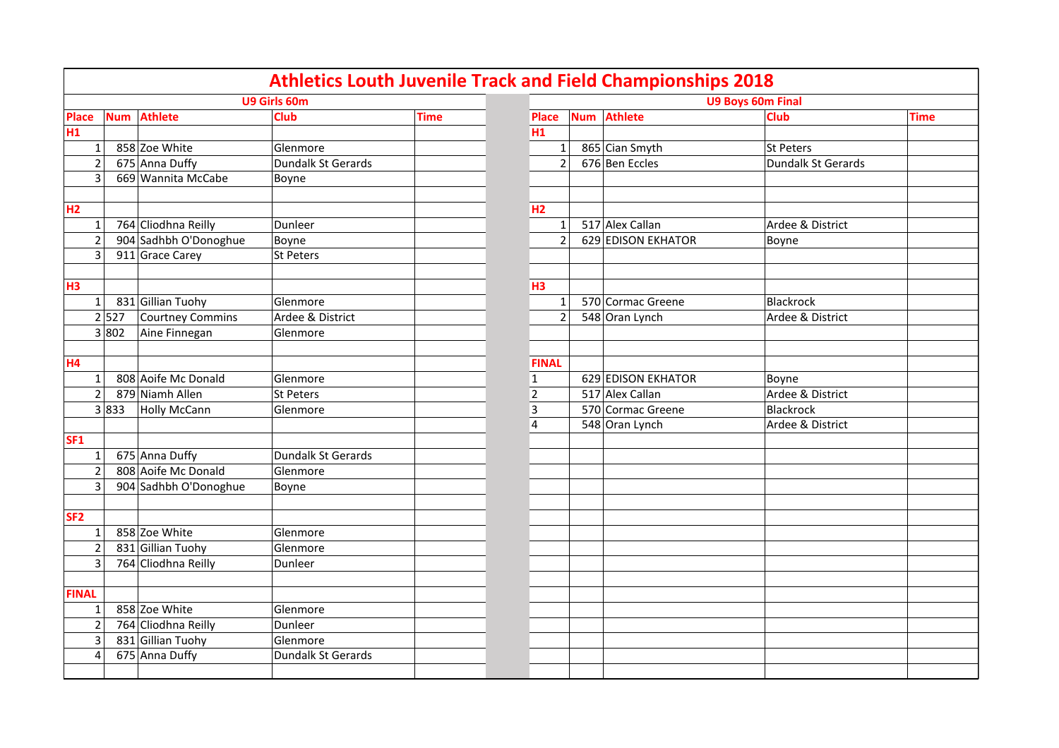# Athletics Louth Juvenile Track and Field Championships 2018

## U9 Girls 60m

| Place | Num | Athlete | Club | Time |
|---|---|---|---|---|
| H1 | | | | |
| 1 | 858 | Zoe White | Glenmore | |
| 2 | 675 | Anna Duffy | Dundalk St Gerards | |
| 3 | 669 | Wannita McCabe | Boyne | |
| | | | | |
| H2 | | | | |
| 1 | 764 | Cliodhna Reilly | Dunleer | |
| 2 | 904 | Sadhbh O'Donoghue | Boyne | |
| 3 | 911 | Grace Carey | St Peters | |
| | | | | |
| H3 | | | | |
| 1 | 831 | Gillian Tuohy | Glenmore | |
| 2 | 527 | Courtney Commins | Ardee & District | |
| 3 | 802 | Aine Finnegan | Glenmore | |
| | | | | |
| H4 | | | | |
| 1 | 808 | Aoife Mc Donald | Glenmore | |
| 2 | 879 | Niamh Allen | St Peters | |
| 3 | 833 | Holly McCann | Glenmore | |
| | | | | |
| SF1 | | | | |
| 1 | 675 | Anna Duffy | Dundalk St Gerards | |
| 2 | 808 | Aoife Mc Donald | Glenmore | |
| 3 | 904 | Sadhbh O'Donoghue | Boyne | |
| | | | | |
| SF2 | | | | |
| 1 | 858 | Zoe White | Glenmore | |
| 2 | 831 | Gillian Tuohy | Glenmore | |
| 3 | 764 | Cliodhna Reilly | Dunleer | |
| | | | | |
| FINAL | | | | |
| 1 | 858 | Zoe White | Glenmore | |
| 2 | 764 | Cliodhna Reilly | Dunleer | |
| 3 | 831 | Gillian Tuohy | Glenmore | |
| 4 | 675 | Anna Duffy | Dundalk St Gerards | |

## U9 Boys 60m Final

| Place | Num | Athlete | Club | Time |
|---|---|---|---|---|
| H1 | | | | |
| 1 | 865 | Cian Smyth | St Peters | |
| 2 | 676 | Ben Eccles | Dundalk St Gerards | |
| | | | | |
| H2 | | | | |
| 1 | 517 | Alex Callan | Ardee & District | |
| 2 | 629 | EDISON EKHATOR | Boyne | |
| | | | | |
| H3 | | | | |
| 1 | 570 | Cormac Greene | Blackrock | |
| 2 | 548 | Oran Lynch | Ardee & District | |
| | | | | |
| FINAL | | | | |
| 1 | 629 | EDISON EKHATOR | Boyne | |
| 2 | 517 | Alex Callan | Ardee & District | |
| 3 | 570 | Cormac Greene | Blackrock | |
| 4 | 548 | Oran Lynch | Ardee & District | |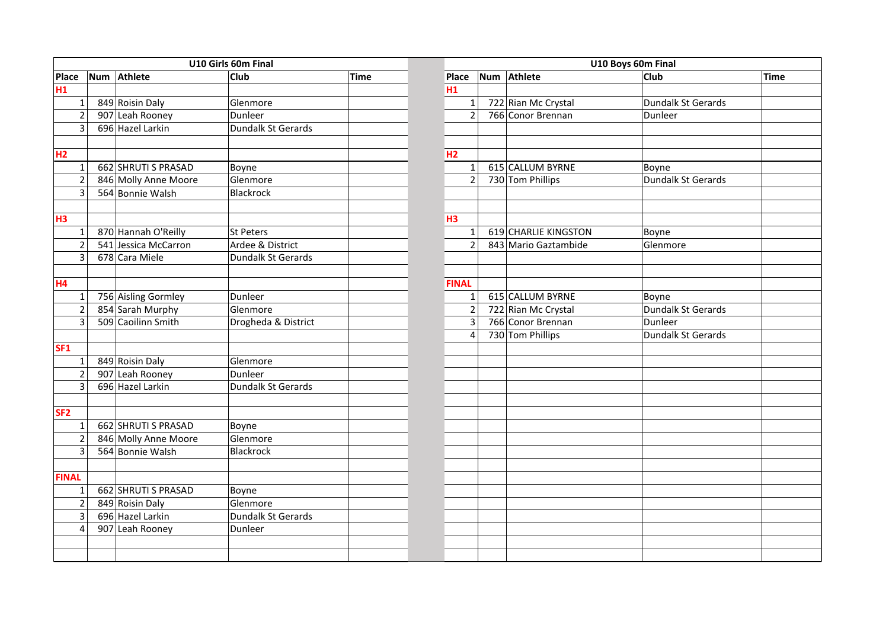## U10 Girls 60m Final

| Place | Num | Athlete | Club | Time |
|---|---|---|---|---|
| **H1** | | | | |
| 1 | 849 | Roisin Daly | Glenmore | |
| 2 | 907 | Leah Rooney | Dunleer | |
| 3 | 696 | Hazel Larkin | Dundalk St Gerards | |
| | | | | |
| **H2** | | | | |
| 1 | 662 | SHRUTI S PRASAD | Boyne | |
| 2 | 846 | Molly Anne Moore | Glenmore | |
| 3 | 564 | Bonnie Walsh | Blackrock | |
| | | | | |
| **H3** | | | | |
| 1 | 870 | Hannah O'Reilly | St Peters | |
| 2 | 541 | Jessica McCarron | Ardee & District | |
| 3 | 678 | Cara Miele | Dundalk St Gerards | |
| | | | | |
| **H4** | | | | |
| 1 | 756 | Aisling Gormley | Dunleer | |
| 2 | 854 | Sarah Murphy | Glenmore | |
| 3 | 509 | Caoilinn Smith | Drogheda & District | |
| | | | | |
| **SF1** | | | | |
| 1 | 849 | Roisin Daly | Glenmore | |
| 2 | 907 | Leah Rooney | Dunleer | |
| 3 | 696 | Hazel Larkin | Dundalk St Gerards | |
| | | | | |
| **SF2** | | | | |
| 1 | 662 | SHRUTI S PRASAD | Boyne | |
| 2 | 846 | Molly Anne Moore | Glenmore | |
| 3 | 564 | Bonnie Walsh | Blackrock | |
| | | | | |
| **FINAL** | | | | |
| 1 | 662 | SHRUTI S PRASAD | Boyne | |
| 2 | 849 | Roisin Daly | Glenmore | |
| 3 | 696 | Hazel Larkin | Dundalk St Gerards | |
| 4 | 907 | Leah Rooney | Dunleer | |

## U10 Boys 60m Final

| Place | Num | Athlete | Club | Time |
|---|---|---|---|---|
| **H1** | | | | |
| 1 | 722 | Rian Mc Crystal | Dundalk St Gerards | |
| 2 | 766 | Conor Brennan | Dunleer | |
| | | | | |
| **H2** | | | | |
| 1 | 615 | CALLUM BYRNE | Boyne | |
| 2 | 730 | Tom Phillips | Dundalk St Gerards | |
| | | | | |
| **H3** | | | | |
| 1 | 619 | CHARLIE KINGSTON | Boyne | |
| 2 | 843 | Mario Gaztambide | Glenmore | |
| | | | | |
| **FINAL** | | | | |
| 1 | 615 | CALLUM BYRNE | Boyne | |
| 2 | 722 | Rian Mc Crystal | Dundalk St Gerards | |
| 3 | 766 | Conor Brennan | Dunleer | |
| 4 | 730 | Tom Phillips | Dundalk St Gerards | |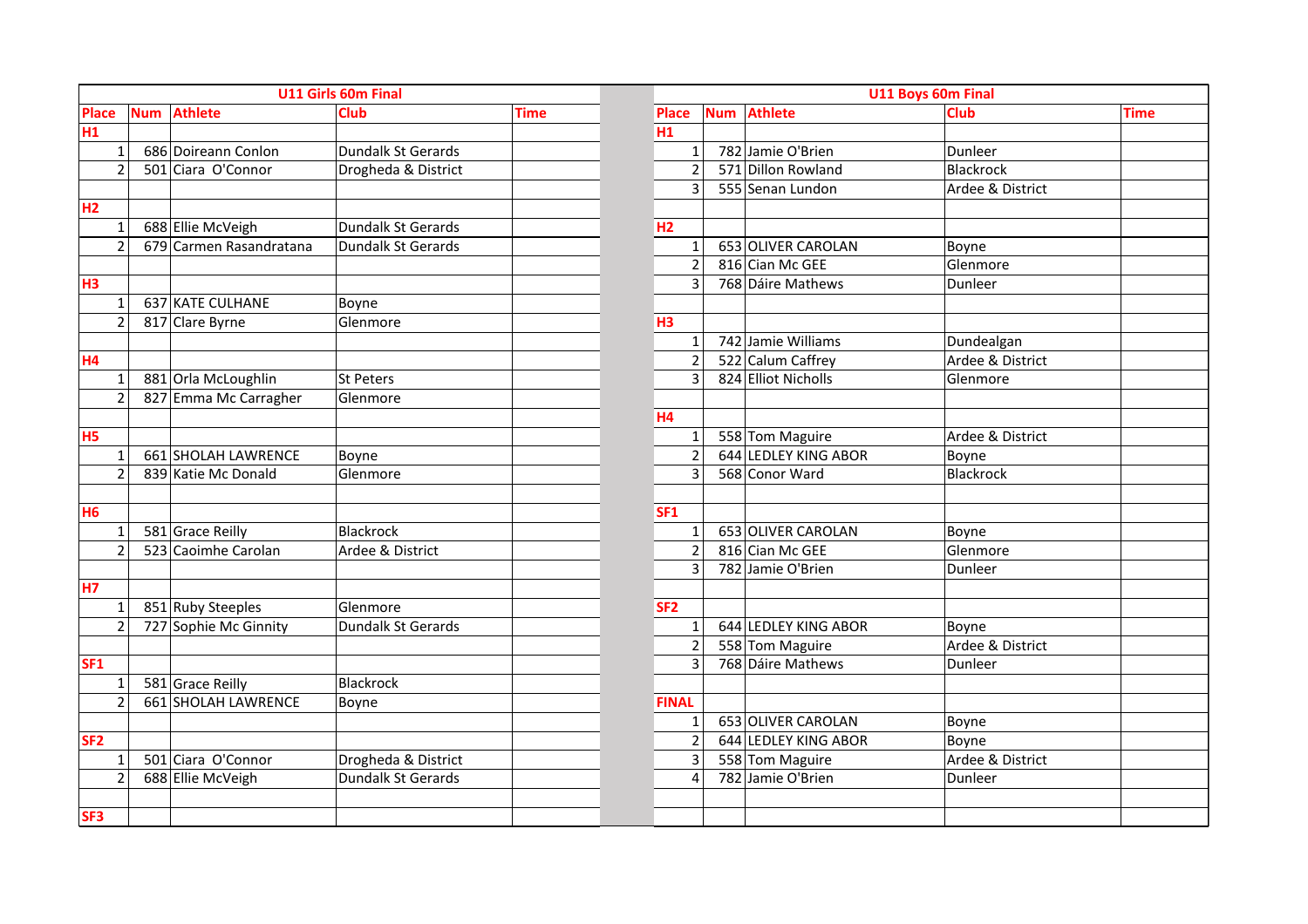## U11 Girls 60m Final

| Place | Num | Athlete | Club | Time |
|---|---|---|---|---|
| H1 | | | | |
| 1 | 686 | Doireann Conlon | Dundalk St Gerards | |
| 2 | 501 | Ciara O'Connor | Drogheda & District | |
| | | | | |
| H2 | | | | |
| 1 | 688 | Ellie McVeigh | Dundalk St Gerards | |
| 2 | 679 | Carmen Rasandratana | Dundalk St Gerards | |
| | | | | |
| H3 | | | | |
| 1 | 637 | KATE CULHANE | Boyne | |
| 2 | 817 | Clare Byrne | Glenmore | |
| | | | | |
| H4 | | | | |
| 1 | 881 | Orla McLoughlin | St Peters | |
| 2 | 827 | Emma Mc Carragher | Glenmore | |
| | | | | |
| H5 | | | | |
| 1 | 661 | SHOLAH LAWRENCE | Boyne | |
| 2 | 839 | Katie Mc Donald | Glenmore | |
| | | | | |
| H6 | | | | |
| 1 | 581 | Grace Reilly | Blackrock | |
| 2 | 523 | Caoimhe Carolan | Ardee & District | |
| | | | | |
| H7 | | | | |
| 1 | 851 | Ruby Steeples | Glenmore | |
| 2 | 727 | Sophie Mc Ginnity | Dundalk St Gerards | |
| | | | | |
| SF1 | | | | |
| 1 | 581 | Grace Reilly | Blackrock | |
| 2 | 661 | SHOLAH LAWRENCE | Boyne | |
| | | | | |
| SF2 | | | | |
| 1 | 501 | Ciara O'Connor | Drogheda & District | |
| 2 | 688 | Ellie McVeigh | Dundalk St Gerards | |
| | | | | |
| SF3 | | | | |

## U11 Boys 60m Final

| Place | Num | Athlete | Club | Time |
|---|---|---|---|---|
| H1 | | | | |
| 1 | 782 | Jamie O'Brien | Dunleer | |
| 2 | 571 | Dillon Rowland | Blackrock | |
| 3 | 555 | Senan Lundon | Ardee & District | |
| | | | | |
| H2 | | | | |
| 1 | 653 | OLIVER CAROLAN | Boyne | |
| 2 | 816 | Cian Mc GEE | Glenmore | |
| 3 | 768 | Dáire Mathews | Dunleer | |
| | | | | |
| H3 | | | | |
| 1 | 742 | Jamie Williams | Dundealgan | |
| 2 | 522 | Calum Caffrey | Ardee & District | |
| 3 | 824 | Elliot Nicholls | Glenmore | |
| | | | | |
| H4 | | | | |
| 1 | 558 | Tom Maguire | Ardee & District | |
| 2 | 644 | LEDLEY KING ABOR | Boyne | |
| 3 | 568 | Conor Ward | Blackrock | |
| | | | | |
| SF1 | | | | |
| 1 | 653 | OLIVER CAROLAN | Boyne | |
| 2 | 816 | Cian Mc GEE | Glenmore | |
| 3 | 782 | Jamie O'Brien | Dunleer | |
| | | | | |
| SF2 | | | | |
| 1 | 644 | LEDLEY KING ABOR | Boyne | |
| 2 | 558 | Tom Maguire | Ardee & District | |
| 3 | 768 | Dáire Mathews | Dunleer | |
| | | | | |
| FINAL | | | | |
| 1 | 653 | OLIVER CAROLAN | Boyne | |
| 2 | 644 | LEDLEY KING ABOR | Boyne | |
| 3 | 558 | Tom Maguire | Ardee & District | |
| 4 | 782 | Jamie O'Brien | Dunleer | |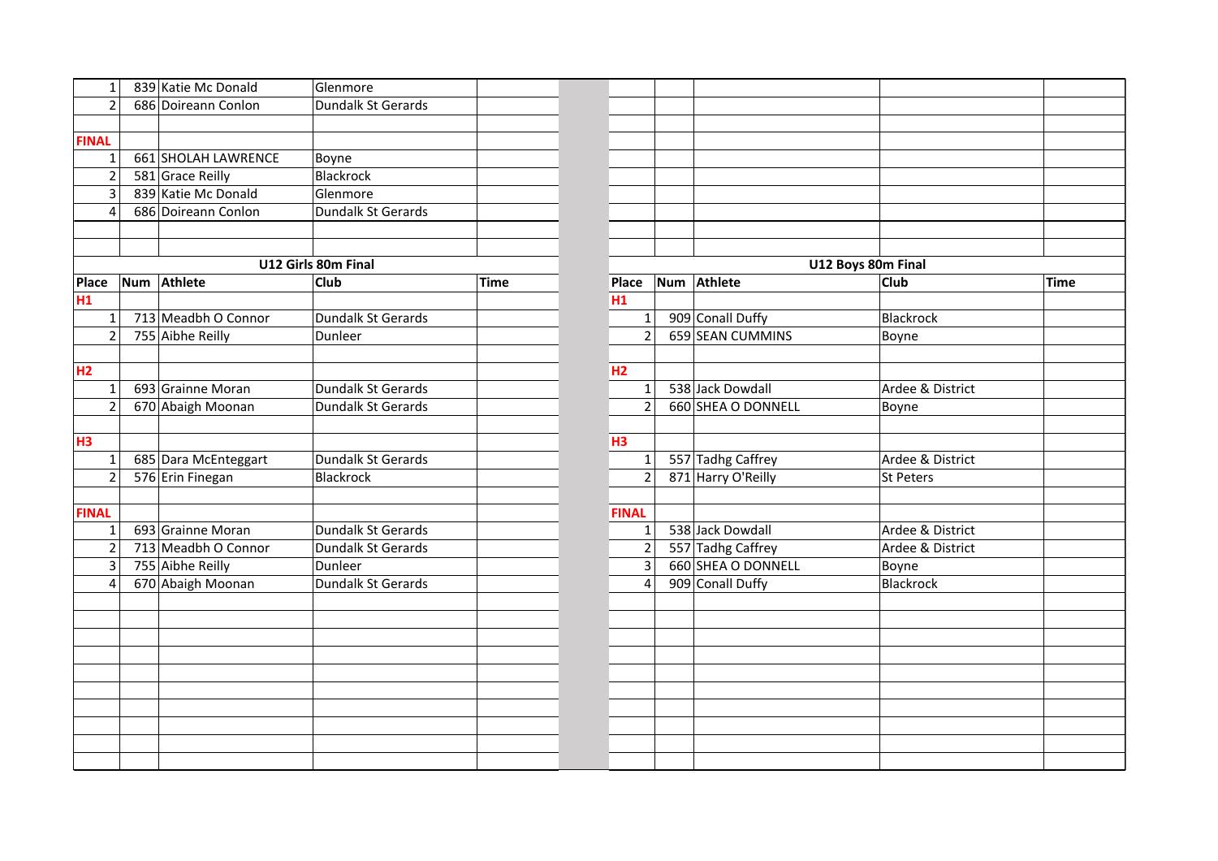| Place | Num | Athlete | Club | Time |
|---|---|---|---|---|
| 1 | 839 | Katie Mc Donald | Glenmore | |
| 2 | 686 | Doireann Conlon | Dundalk St Gerards | |
| | | | | |
| **FINAL** | | | | |
| 1 | 661 | SHOLAH LAWRENCE | Boyne | |
| 2 | 581 | Grace Reilly | Blackrock | |
| 3 | 839 | Katie Mc Donald | Glenmore | |
| 4 | 686 | Doireann Conlon | Dundalk St Gerards | |

## U12 Girls 80m Final

| Place | Num | Athlete | Club | Time |
|---|---|---|---|---|
| **H1** | | | | |
| 1 | 713 | Meadbh O Connor | Dundalk St Gerards | |
| 2 | 755 | Aibhe Reilly | Dunleer | |
| **H2** | | | | |
| 1 | 693 | Grainne Moran | Dundalk St Gerards | |
| 2 | 670 | Abaigh Moonan | Dundalk St Gerards | |
| **H3** | | | | |
| 1 | 685 | Dara McEnteggart | Dundalk St Gerards | |
| 2 | 576 | Erin Finegan | Blackrock | |
| **FINAL** | | | | |
| 1 | 693 | Grainne Moran | Dundalk St Gerards | |
| 2 | 713 | Meadbh O Connor | Dundalk St Gerards | |
| 3 | 755 | Aibhe Reilly | Dunleer | |
| 4 | 670 | Abaigh Moonan | Dundalk St Gerards | |

## U12 Boys 80m Final

| Place | Num | Athlete | Club | Time |
|---|---|---|---|---|
| **H1** | | | | |
| 1 | 909 | Conall Duffy | Blackrock | |
| 2 | 659 | SEAN CUMMINS | Boyne | |
| **H2** | | | | |
| 1 | 538 | Jack Dowdall | Ardee & District | |
| 2 | 660 | SHEA O DONNELL | Boyne | |
| **H3** | | | | |
| 1 | 557 | Tadhg Caffrey | Ardee & District | |
| 2 | 871 | Harry O'Reilly | St Peters | |
| **FINAL** | | | | |
| 1 | 538 | Jack Dowdall | Ardee & District | |
| 2 | 557 | Tadhg Caffrey | Ardee & District | |
| 3 | 660 | SHEA O DONNELL | Boyne | |
| 4 | 909 | Conall Duffy | Blackrock | |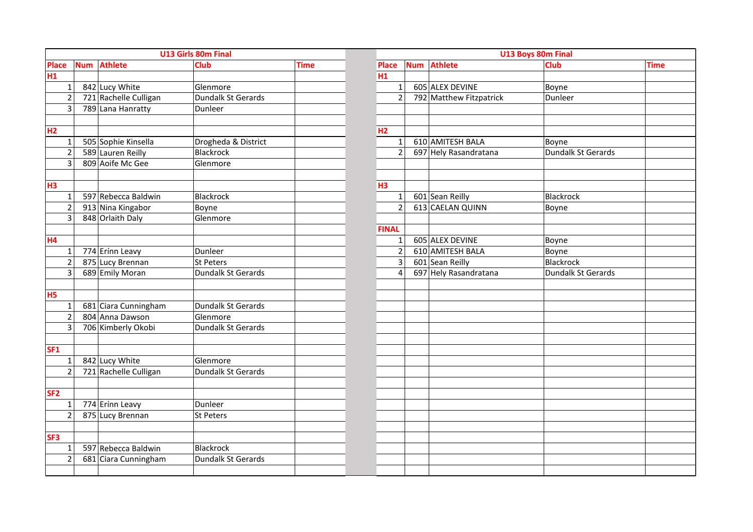## U13 Girls 80m Final

| Place | Num | Athlete | Club | Time |
|---|---|---|---|---|
| **H1** | | | | |
| 1 | 842 | Lucy White | Glenmore | |
| 2 | 721 | Rachelle Culligan | Dundalk St Gerards | |
| 3 | 789 | Lana Hanratty | Dunleer | |
| | | | | |
| **H2** | | | | |
| 1 | 505 | Sophie Kinsella | Drogheda & District | |
| 2 | 589 | Lauren Reilly | Blackrock | |
| 3 | 809 | Aoife Mc Gee | Glenmore | |
| | | | | |
| **H3** | | | | |
| 1 | 597 | Rebecca Baldwin | Blackrock | |
| 2 | 913 | Nina Kingabor | Boyne | |
| 3 | 848 | Orlaith Daly | Glenmore | |
| | | | | |
| **H4** | | | | |
| 1 | 774 | Erínn Leavy | Dunleer | |
| 2 | 875 | Lucy Brennan | St Peters | |
| 3 | 689 | Emily Moran | Dundalk St Gerards | |
| | | | | |
| **H5** | | | | |
| 1 | 681 | Ciara Cunningham | Dundalk St Gerards | |
| 2 | 804 | Anna Dawson | Glenmore | |
| 3 | 706 | Kimberly Okobi | Dundalk St Gerards | |
| | | | | |
| **SF1** | | | | |
| 1 | 842 | Lucy White | Glenmore | |
| 2 | 721 | Rachelle Culligan | Dundalk St Gerards | |
| | | | | |
| **SF2** | | | | |
| 1 | 774 | Erínn Leavy | Dunleer | |
| 2 | 875 | Lucy Brennan | St Peters | |
| | | | | |
| **SF3** | | | | |
| 1 | 597 | Rebecca Baldwin | Blackrock | |
| 2 | 681 | Ciara Cunningham | Dundalk St Gerards | |

## U13 Boys 80m Final

| Place | Num | Athlete | Club | Time |
|---|---|---|---|---|
| **H1** | | | | |
| 1 | 605 | ALEX DEVINE | Boyne | |
| 2 | 792 | Matthew Fitzpatrick | Dunleer | |
| | | | | |
| **H2** | | | | |
| 1 | 610 | AMITESH BALA | Boyne | |
| 2 | 697 | Hely Rasandratana | Dundalk St Gerards | |
| | | | | |
| **H3** | | | | |
| 1 | 601 | Sean Reilly | Blackrock | |
| 2 | 613 | CAELAN QUINN | Boyne | |
| | | | | |
| **FINAL** | | | | |
| 1 | 605 | ALEX DEVINE | Boyne | |
| 2 | 610 | AMITESH BALA | Boyne | |
| 3 | 601 | Sean Reilly | Blackrock | |
| 4 | 697 | Hely Rasandratana | Dundalk St Gerards | |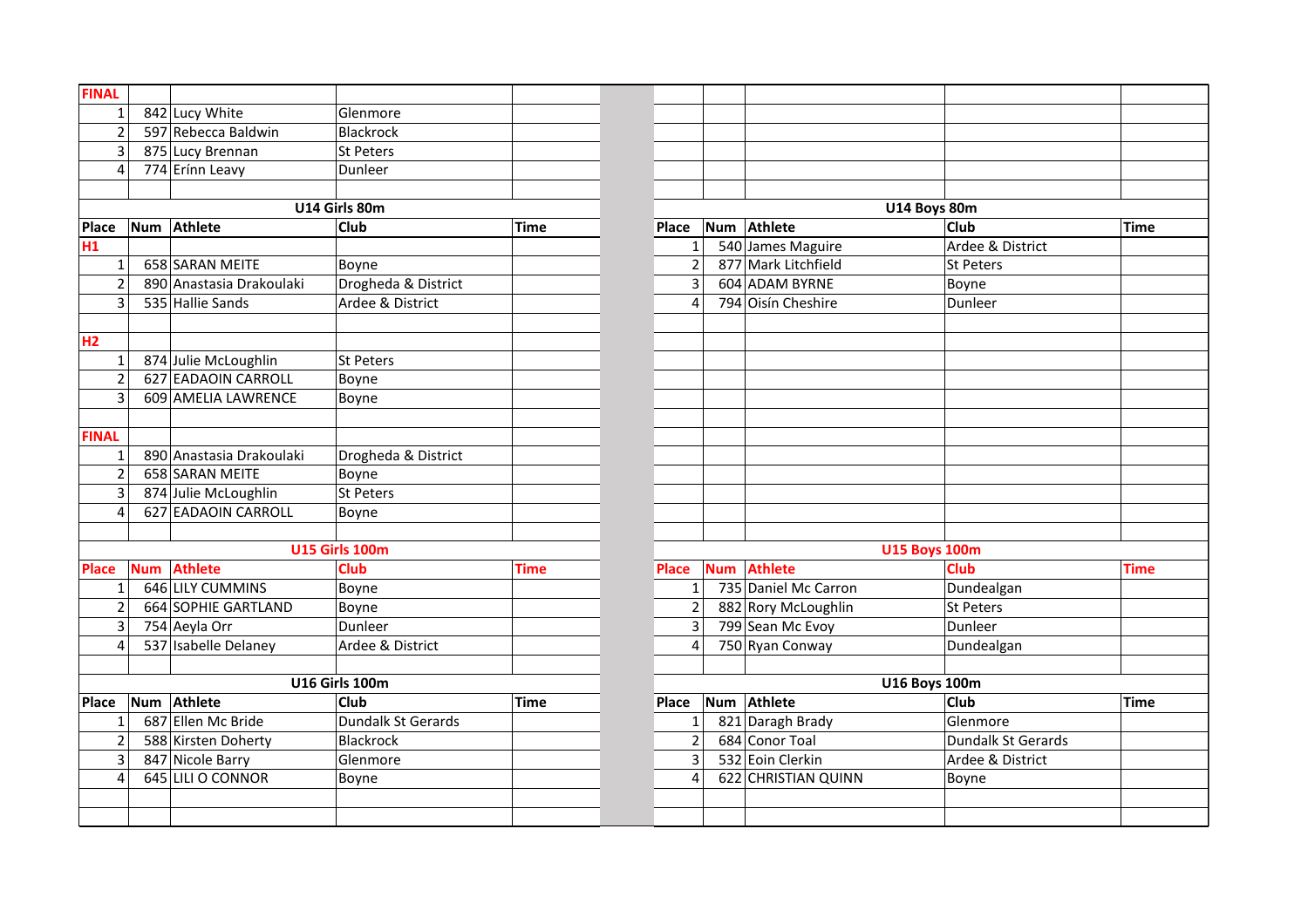| FINAL | | | | |
|---|---|---|---|---|
| 1 | 842 | Lucy White | Glenmore | |
| 2 | 597 | Rebecca Baldwin | Blackrock | |
| 3 | 875 | Lucy Brennan | St Peters | |
| 4 | 774 | Erínn Leavy | Dunleer | |

### U14 Girls 80m

| Place | Num | Athlete | Club | Time |
|---|---|---|---|---|
| **H1** | | | | |
| 1 | 658 | SARAN MEITE | Boyne | |
| 2 | 890 | Anastasia Drakoulaki | Drogheda & District | |
| 3 | 535 | Hallie Sands | Ardee & District | |
| **H2** | | | | |
| 1 | 874 | Julie McLoughlin | St Peters | |
| 2 | 627 | EADAOIN CARROLL | Boyne | |
| 3 | 609 | AMELIA LAWRENCE | Boyne | |
| **FINAL** | | | | |
| 1 | 890 | Anastasia Drakoulaki | Drogheda & District | |
| 2 | 658 | SARAN MEITE | Boyne | |
| 3 | 874 | Julie McLoughlin | St Peters | |
| 4 | 627 | EADAOIN CARROLL | Boyne | |

### U14 Boys 80m

| Place | Num | Athlete | Club | Time |
|---|---|---|---|---|
| 1 | 540 | James Maguire | Ardee & District | |
| 2 | 877 | Mark Litchfield | St Peters | |
| 3 | 604 | ADAM BYRNE | Boyne | |
| 4 | 794 | Oisín Cheshire | Dunleer | |

### U15 Girls 100m

| Place | Num | Athlete | Club | Time |
|---|---|---|---|---|
| 1 | 646 | LILY CUMMINS | Boyne | |
| 2 | 664 | SOPHIE GARTLAND | Boyne | |
| 3 | 754 | Aeyla Orr | Dunleer | |
| 4 | 537 | Isabelle Delaney | Ardee & District | |

### U15 Boys 100m

| Place | Num | Athlete | Club | Time |
|---|---|---|---|---|
| 1 | 735 | Daniel Mc Carron | Dundealgan | |
| 2 | 882 | Rory McLoughlin | St Peters | |
| 3 | 799 | Sean Mc Evoy | Dunleer | |
| 4 | 750 | Ryan Conway | Dundealgan | |

### U16 Girls 100m

| Place | Num | Athlete | Club | Time |
|---|---|---|---|---|
| 1 | 687 | Ellen Mc Bride | Dundalk St Gerards | |
| 2 | 588 | Kirsten Doherty | Blackrock | |
| 3 | 847 | Nicole Barry | Glenmore | |
| 4 | 645 | LILI O CONNOR | Boyne | |

### U16 Boys 100m

| Place | Num | Athlete | Club | Time |
|---|---|---|---|---|
| 1 | 821 | Daragh Brady | Glenmore | |
| 2 | 684 | Conor Toal | Dundalk St Gerards | |
| 3 | 532 | Eoin Clerkin | Ardee & District | |
| 4 | 622 | CHRISTIAN QUINN | Boyne | |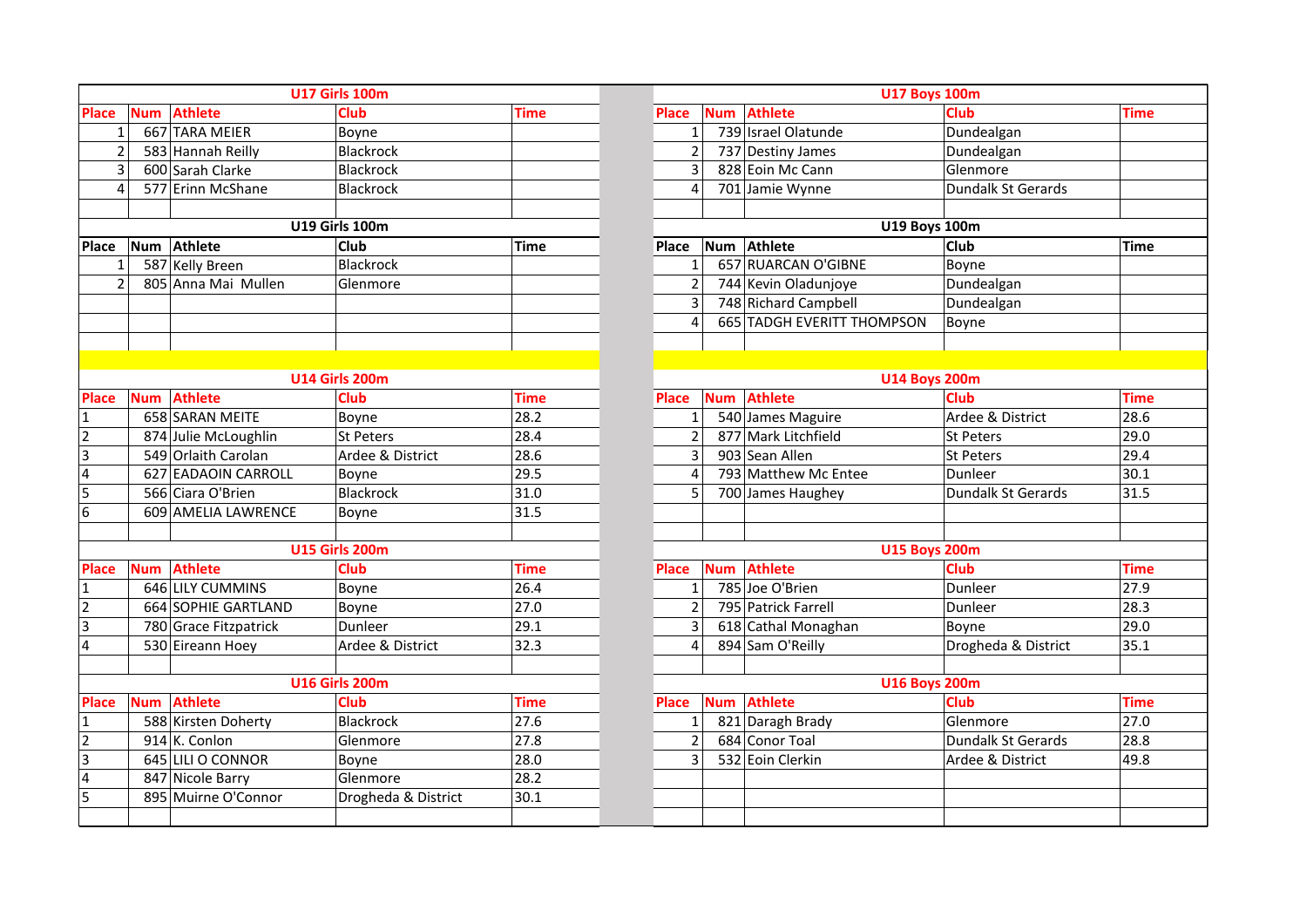## U17 Girls 100m

| Place | Num | Athlete | Club | Time |
|---|---|---|---|---|
| 1 | 667 | TARA MEIER | Boyne | |
| 2 | 583 | Hannah Reilly | Blackrock | |
| 3 | 600 | Sarah Clarke | Blackrock | |
| 4 | 577 | Erinn McShane | Blackrock | |

## U17 Boys 100m

| Place | Num | Athlete | Club | Time |
|---|---|---|---|---|
| 1 | 739 | Israel Olatunde | Dundealgan | |
| 2 | 737 | Destiny James | Dundealgan | |
| 3 | 828 | Eoin Mc Cann | Glenmore | |
| 4 | 701 | Jamie Wynne | Dundalk St Gerards | |

## U19 Girls 100m

| Place | Num | Athlete | Club | Time |
|---|---|---|---|---|
| 1 | 587 | Kelly Breen | Blackrock | |
| 2 | 805 | Anna Mai Mullen | Glenmore | |

## U19 Boys 100m

| Place | Num | Athlete | Club | Time |
|---|---|---|---|---|
| 1 | 657 | RUARCAN O'GIBNE | Boyne | |
| 2 | 744 | Kevin Oladunjoye | Dundealgan | |
| 3 | 748 | Richard Campbell | Dundealgan | |
| 4 | 665 | TADGH EVERITT THOMPSON | Boyne | |

## U14 Girls 200m

| Place | Num | Athlete | Club | Time |
|---|---|---|---|---|
| 1 | 658 | SARAN MEITE | Boyne | 28.2 |
| 2 | 874 | Julie McLoughlin | St Peters | 28.4 |
| 3 | 549 | Orlaith Carolan | Ardee & District | 28.6 |
| 4 | 627 | EADAOIN CARROLL | Boyne | 29.5 |
| 5 | 566 | Ciara O'Brien | Blackrock | 31.0 |
| 6 | 609 | AMELIA LAWRENCE | Boyne | 31.5 |

## U14 Boys 200m

| Place | Num | Athlete | Club | Time |
|---|---|---|---|---|
| 1 | 540 | James Maguire | Ardee & District | 28.6 |
| 2 | 877 | Mark Litchfield | St Peters | 29.0 |
| 3 | 903 | Sean Allen | St Peters | 29.4 |
| 4 | 793 | Matthew Mc Entee | Dunleer | 30.1 |
| 5 | 700 | James Haughey | Dundalk St Gerards | 31.5 |

## U15 Girls 200m

| Place | Num | Athlete | Club | Time |
|---|---|---|---|---|
| 1 | 646 | LILY CUMMINS | Boyne | 26.4 |
| 2 | 664 | SOPHIE GARTLAND | Boyne | 27.0 |
| 3 | 780 | Grace Fitzpatrick | Dunleer | 29.1 |
| 4 | 530 | Eireann Hoey | Ardee & District | 32.3 |

## U15 Boys 200m

| Place | Num | Athlete | Club | Time |
|---|---|---|---|---|
| 1 | 785 | Joe O'Brien | Dunleer | 27.9 |
| 2 | 795 | Patrick Farrell | Dunleer | 28.3 |
| 3 | 618 | Cathal Monaghan | Boyne | 29.0 |
| 4 | 894 | Sam O'Reilly | Drogheda & District | 35.1 |

## U16 Girls 200m

| Place | Num | Athlete | Club | Time |
|---|---|---|---|---|
| 1 | 588 | Kirsten Doherty | Blackrock | 27.6 |
| 2 | 914 | K. Conlon | Glenmore | 27.8 |
| 3 | 645 | LILI O CONNOR | Boyne | 28.0 |
| 4 | 847 | Nicole Barry | Glenmore | 28.2 |
| 5 | 895 | Muirne O'Connor | Drogheda & District | 30.1 |

## U16 Boys 200m

| Place | Num | Athlete | Club | Time |
|---|---|---|---|---|
| 1 | 821 | Daragh Brady | Glenmore | 27.0 |
| 2 | 684 | Conor Toal | Dundalk St Gerards | 28.8 |
| 3 | 532 | Eoin Clerkin | Ardee & District | 49.8 |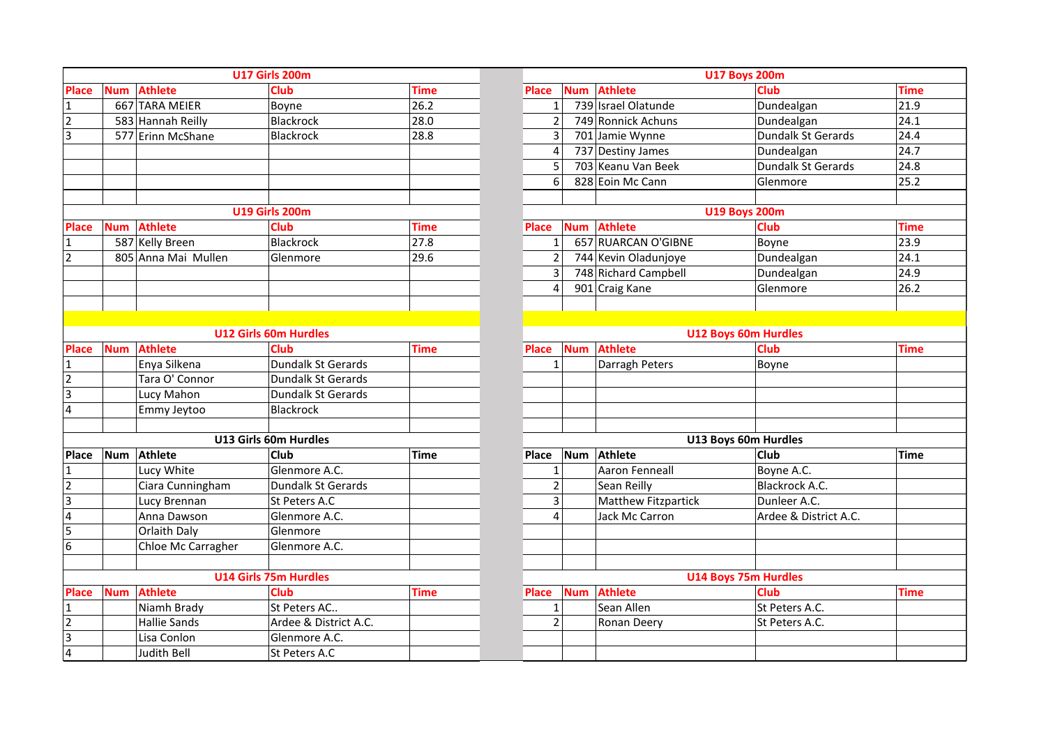### U17 Girls 200m

| Place | Num | Athlete | Club | Time |
|---|---|---|---|---|
| 1 | 667 | TARA MEIER | Boyne | 26.2 |
| 2 | 583 | Hannah Reilly | Blackrock | 28.0 |
| 3 | 577 | Erinn McShane | Blackrock | 28.8 |

### U17 Boys 200m

| Place | Num | Athlete | Club | Time |
|---|---|---|---|---|
| 1 | 739 | Israel Olatunde | Dundealgan | 21.9 |
| 2 | 749 | Ronnick Achuns | Dundealgan | 24.1 |
| 3 | 701 | Jamie Wynne | Dundalk St Gerards | 24.4 |
| 4 | 737 | Destiny James | Dundealgan | 24.7 |
| 5 | 703 | Keanu Van Beek | Dundalk St Gerards | 24.8 |
| 6 | 828 | Eoin Mc Cann | Glenmore | 25.2 |

### U19 Girls 200m

| Place | Num | Athlete | Club | Time |
|---|---|---|---|---|
| 1 | 587 | Kelly Breen | Blackrock | 27.8 |
| 2 | 805 | Anna Mai Mullen | Glenmore | 29.6 |

### U19 Boys 200m

| Place | Num | Athlete | Club | Time |
|---|---|---|---|---|
| 1 | 657 | RUARCAN O'GIBNE | Boyne | 23.9 |
| 2 | 744 | Kevin Oladunjoye | Dundealgan | 24.1 |
| 3 | 748 | Richard Campbell | Dundealgan | 24.9 |
| 4 | 901 | Craig Kane | Glenmore | 26.2 |

### U12 Girls 60m Hurdles

| Place | Num | Athlete | Club | Time |
|---|---|---|---|---|
| 1 | | Enya Silkena | Dundalk St Gerards | |
| 2 | | Tara O' Connor | Dundalk St Gerards | |
| 3 | | Lucy Mahon | Dundalk St Gerards | |
| 4 | | Emmy Jeytoo | Blackrock | |

### U12 Boys 60m Hurdles

| Place | Num | Athlete | Club | Time |
|---|---|---|---|---|
| 1 | | Darragh Peters | Boyne | |

### U13 Girls 60m Hurdles

| Place | Num | Athlete | Club | Time |
|---|---|---|---|---|
| 1 | | Lucy White | Glenmore A.C. | |
| 2 | | Ciara Cunningham | Dundalk St Gerards | |
| 3 | | Lucy Brennan | St Peters A.C | |
| 4 | | Anna Dawson | Glenmore A.C. | |
| 5 | | Orlaith Daly | Glenmore | |
| 6 | | Chloe Mc Carragher | Glenmore A.C. | |

### U13 Boys 60m Hurdles

| Place | Num | Athlete | Club | Time |
|---|---|---|---|---|
| 1 | | Aaron Fenneall | Boyne A.C. | |
| 2 | | Sean Reilly | Blackrock A.C. | |
| 3 | | Matthew Fitzpartick | Dunleer A.C. | |
| 4 | | Jack Mc Carron | Ardee & District A.C. | |

### U14 Girls 75m Hurdles

| Place | Num | Athlete | Club | Time |
|---|---|---|---|---|
| 1 | | Niamh Brady | St Peters AC.. | |
| 2 | | Hallie Sands | Ardee & District A.C. | |
| 3 | | Lisa Conlon | Glenmore A.C. | |
| 4 | | Judith Bell | St Peters A.C | |

### U14 Boys 75m Hurdles

| Place | Num | Athlete | Club | Time |
|---|---|---|---|---|
| 1 | | Sean Allen | St Peters A.C. | |
| 2 | | Ronan Deery | St Peters A.C. | |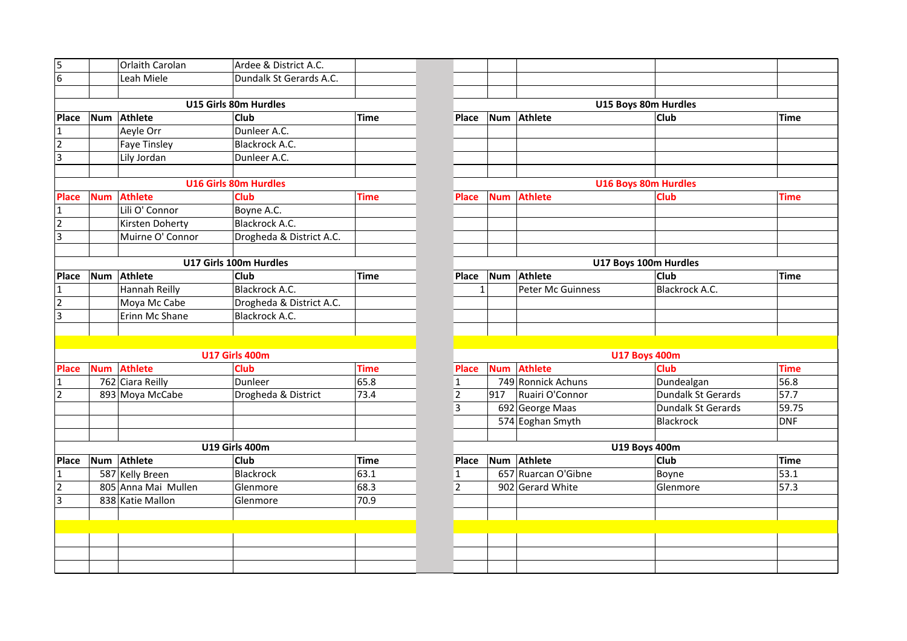| Place | Num | Athlete | Club | Time |
|---|---|---|---|---|
| 5 | | Orlaith Carolan | Ardee & District A.C. | |
| 6 | | Leah Miele | Dundalk St Gerards A.C. | |

### U15 Girls 80m Hurdles

| Place | Num | Athlete | Club | Time |
|---|---|---|---|---|
| 1 | | Aeyle Orr | Dunleer A.C. | |
| 2 | | Faye Tinsley | Blackrock A.C. | |
| 3 | | Lily Jordan | Dunleer A.C. | |

### U15 Boys 80m Hurdles

| Place | Num | Athlete | Club | Time |
|---|---|---|---|---|

### U16 Girls 80m Hurdles

| Place | Num | Athlete | Club | Time |
|---|---|---|---|---|
| 1 | | Lili O' Connor | Boyne A.C. | |
| 2 | | Kirsten Doherty | Blackrock A.C. | |
| 3 | | Muirne O' Connor | Drogheda & District A.C. | |

### U16 Boys 80m Hurdles

| Place | Num | Athlete | Club | Time |
|---|---|---|---|---|

### U17 Girls 100m Hurdles

| Place | Num | Athlete | Club | Time |
|---|---|---|---|---|
| 1 | | Hannah Reilly | Blackrock A.C. | |
| 2 | | Moya Mc Cabe | Drogheda & District A.C. | |
| 3 | | Erinn Mc Shane | Blackrock A.C. | |

### U17 Boys 100m Hurdles

| Place | Num | Athlete | Club | Time |
|---|---|---|---|---|
| 1 | | Peter Mc Guinness | Blackrock A.C. | |

### U17 Girls 400m

| Place | Num | Athlete | Club | Time |
|---|---|---|---|---|
| 1 | 762 | Ciara Reilly | Dunleer | 65.8 |
| 2 | 893 | Moya McCabe | Drogheda & District | 73.4 |

### U17 Boys 400m

| Place | Num | Athlete | Club | Time |
|---|---|---|---|---|
| 1 | 749 | Ronnick Achuns | Dundealgan | 56.8 |
| 2 | 917 | Ruairi O'Connor | Dundalk St Gerards | 57.7 |
| 3 | 692 | George Maas | Dundalk St Gerards | 59.75 |
| | 574 | Eoghan Smyth | Blackrock | DNF |

### U19 Girls 400m

| Place | Num | Athlete | Club | Time |
|---|---|---|---|---|
| 1 | 587 | Kelly Breen | Blackrock | 63.1 |
| 2 | 805 | Anna Mai Mullen | Glenmore | 68.3 |
| 3 | 838 | Katie Mallon | Glenmore | 70.9 |

### U19 Boys 400m

| Place | Num | Athlete | Club | Time |
|---|---|---|---|---|
| 1 | 657 | Ruarcan O'Gibne | Boyne | 53.1 |
| 2 | 902 | Gerard White | Glenmore | 57.3 |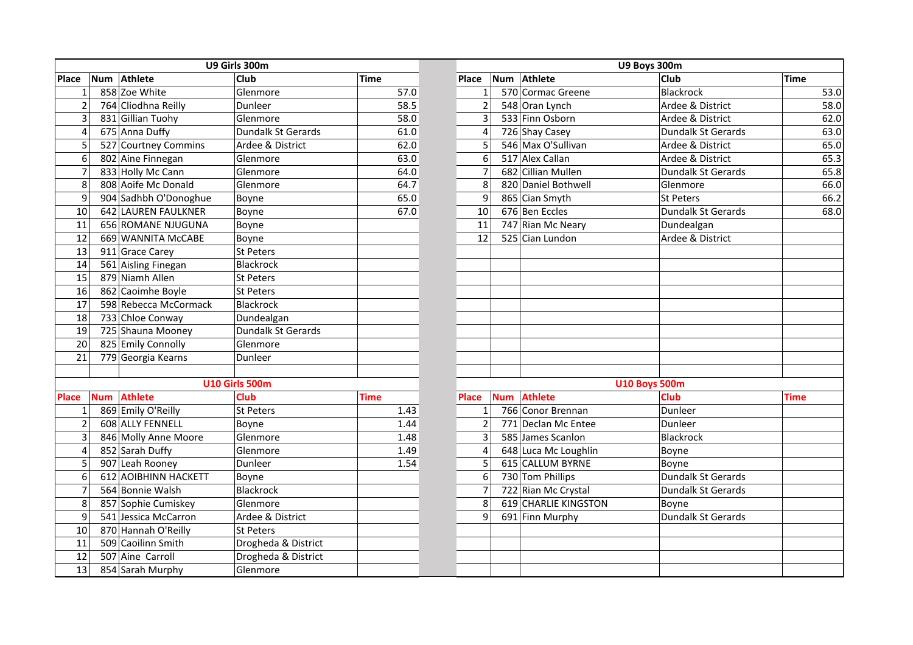## U9 Girls 300m

| Place | Num | Athlete | Club | Time |
|---|---|---|---|---|
| 1 | 858 | Zoe White | Glenmore | 57.0 |
| 2 | 764 | Cliodhna Reilly | Dunleer | 58.5 |
| 3 | 831 | Gillian Tuohy | Glenmore | 58.0 |
| 4 | 675 | Anna Duffy | Dundalk St Gerards | 61.0 |
| 5 | 527 | Courtney Commins | Ardee & District | 62.0 |
| 6 | 802 | Aine Finnegan | Glenmore | 63.0 |
| 7 | 833 | Holly Mc Cann | Glenmore | 64.0 |
| 8 | 808 | Aoife Mc Donald | Glenmore | 64.7 |
| 9 | 904 | Sadhbh O'Donoghue | Boyne | 65.0 |
| 10 | 642 | LAUREN FAULKNER | Boyne | 67.0 |
| 11 | 656 | ROMANE NJUGUNA | Boyne | |
| 12 | 669 | WANNITA McCABE | Boyne | |
| 13 | 911 | Grace Carey | St Peters | |
| 14 | 561 | Aisling Finegan | Blackrock | |
| 15 | 879 | Niamh Allen | St Peters | |
| 16 | 862 | Caoimhe Boyle | St Peters | |
| 17 | 598 | Rebecca McCormack | Blackrock | |
| 18 | 733 | Chloe Conway | Dundealgan | |
| 19 | 725 | Shauna Mooney | Dundalk St Gerards | |
| 20 | 825 | Emily Connolly | Glenmore | |
| 21 | 779 | Georgia Kearns | Dunleer | |

## U9 Boys 300m

| Place | Num | Athlete | Club | Time |
|---|---|---|---|---|
| 1 | 570 | Cormac Greene | Blackrock | 53.0 |
| 2 | 548 | Oran Lynch | Ardee & District | 58.0 |
| 3 | 533 | Finn Osborn | Ardee & District | 62.0 |
| 4 | 726 | Shay Casey | Dundalk St Gerards | 63.0 |
| 5 | 546 | Max O'Sullivan | Ardee & District | 65.0 |
| 6 | 517 | Alex Callan | Ardee & District | 65.3 |
| 7 | 682 | Cillian Mullen | Dundalk St Gerards | 65.8 |
| 8 | 820 | Daniel Bothwell | Glenmore | 66.0 |
| 9 | 865 | Cian Smyth | St Peters | 66.2 |
| 10 | 676 | Ben Eccles | Dundalk St Gerards | 68.0 |
| 11 | 747 | Rian Mc Neary | Dundealgan | |
| 12 | 525 | Cian Lundon | Ardee & District | |

## U10 Girls 500m

| Place | Num | Athlete | Club | Time |
|---|---|---|---|---|
| 1 | 869 | Emily O'Reilly | St Peters | 1.43 |
| 2 | 608 | ALLY FENNELL | Boyne | 1.44 |
| 3 | 846 | Molly Anne Moore | Glenmore | 1.48 |
| 4 | 852 | Sarah Duffy | Glenmore | 1.49 |
| 5 | 907 | Leah Rooney | Dunleer | 1.54 |
| 6 | 612 | AOIBHINN HACKETT | Boyne | |
| 7 | 564 | Bonnie Walsh | Blackrock | |
| 8 | 857 | Sophie Cumiskey | Glenmore | |
| 9 | 541 | Jessica McCarron | Ardee & District | |
| 10 | 870 | Hannah O'Reilly | St Peters | |
| 11 | 509 | Caoilinn Smith | Drogheda & District | |
| 12 | 507 | Aine Carroll | Drogheda & District | |
| 13 | 854 | Sarah Murphy | Glenmore | |

## U10 Boys 500m

| Place | Num | Athlete | Club | Time |
|---|---|---|---|---|
| 1 | 766 | Conor Brennan | Dunleer | |
| 2 | 771 | Declan Mc Entee | Dunleer | |
| 3 | 585 | James Scanlon | Blackrock | |
| 4 | 648 | Luca Mc Loughlin | Boyne | |
| 5 | 615 | CALLUM BYRNE | Boyne | |
| 6 | 730 | Tom Phillips | Dundalk St Gerards | |
| 7 | 722 | Rian Mc Crystal | Dundalk St Gerards | |
| 8 | 619 | CHARLIE KINGSTON | Boyne | |
| 9 | 691 | Finn Murphy | Dundalk St Gerards | |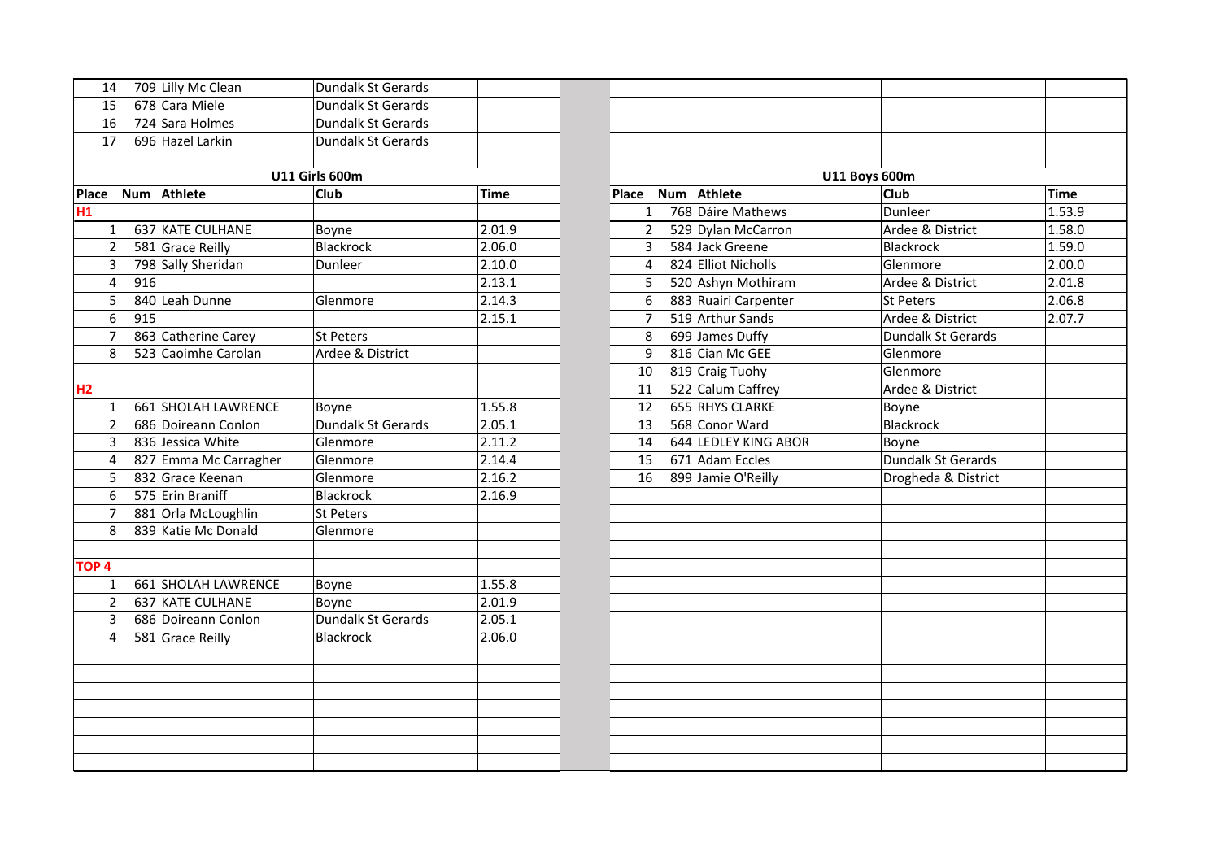| Place | Num | Athlete | Club | Time |
|---|---|---|---|---|
| 14 | 709 | Lilly Mc Clean | Dundalk St Gerards | |
| 15 | 678 | Cara Miele | Dundalk St Gerards | |
| 16 | 724 | Sara Holmes | Dundalk St Gerards | |
| 17 | 696 | Hazel Larkin | Dundalk St Gerards | |

### U11 Girls 600m

| Place | Num | Athlete | Club | Time |
|---|---|---|---|---|
| **H1** | | | | |
| 1 | 637 | KATE CULHANE | Boyne | 2.01.9 |
| 2 | 581 | Grace Reilly | Blackrock | 2.06.0 |
| 3 | 798 | Sally Sheridan | Dunleer | 2.10.0 |
| 4 | 916 | | | 2.13.1 |
| 5 | 840 | Leah Dunne | Glenmore | 2.14.3 |
| 6 | 915 | | | 2.15.1 |
| 7 | 863 | Catherine Carey | St Peters | |
| 8 | 523 | Caoimhe Carolan | Ardee & District | |
| **H2** | | | | |
| 1 | 661 | SHOLAH LAWRENCE | Boyne | 1.55.8 |
| 2 | 686 | Doireann Conlon | Dundalk St Gerards | 2.05.1 |
| 3 | 836 | Jessica White | Glenmore | 2.11.2 |
| 4 | 827 | Emma Mc Carragher | Glenmore | 2.14.4 |
| 5 | 832 | Grace Keenan | Glenmore | 2.16.2 |
| 6 | 575 | Erin Braniff | Blackrock | 2.16.9 |
| 7 | 881 | Orla McLoughlin | St Peters | |
| 8 | 839 | Katie Mc Donald | Glenmore | |
| **TOP 4** | | | | |
| 1 | 661 | SHOLAH LAWRENCE | Boyne | 1.55.8 |
| 2 | 637 | KATE CULHANE | Boyne | 2.01.9 |
| 3 | 686 | Doireann Conlon | Dundalk St Gerards | 2.05.1 |
| 4 | 581 | Grace Reilly | Blackrock | 2.06.0 |

### U11 Boys 600m

| Place | Num | Athlete | Club | Time |
|---|---|---|---|---|
| 1 | 768 | Dáire Mathews | Dunleer | 1.53.9 |
| 2 | 529 | Dylan McCarron | Ardee & District | 1.58.0 |
| 3 | 584 | Jack Greene | Blackrock | 1.59.0 |
| 4 | 824 | Elliot Nicholls | Glenmore | 2.00.0 |
| 5 | 520 | Ashyn Mothiram | Ardee & District | 2.01.8 |
| 6 | 883 | Ruairi Carpenter | St Peters | 2.06.8 |
| 7 | 519 | Arthur Sands | Ardee & District | 2.07.7 |
| 8 | 699 | James Duffy | Dundalk St Gerards | |
| 9 | 816 | Cian Mc GEE | Glenmore | |
| 10 | 819 | Craig Tuohy | Glenmore | |
| 11 | 522 | Calum Caffrey | Ardee & District | |
| 12 | 655 | RHYS CLARKE | Boyne | |
| 13 | 568 | Conor Ward | Blackrock | |
| 14 | 644 | LEDLEY KING ABOR | Boyne | |
| 15 | 671 | Adam Eccles | Dundalk St Gerards | |
| 16 | 899 | Jamie O'Reilly | Drogheda & District | |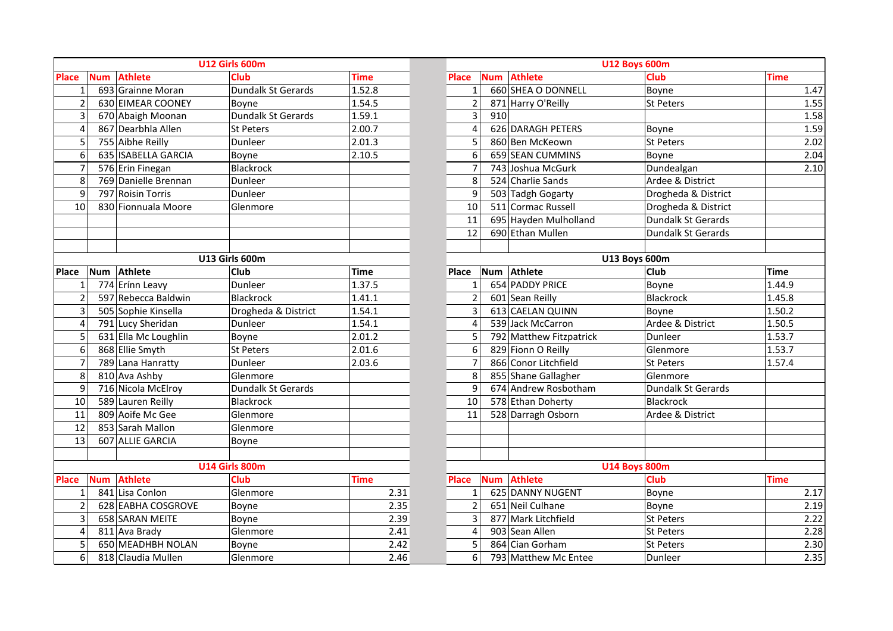## U12 Girls 600m

| Place | Num | Athlete | Club | Time |
|---|---|---|---|---|
| 1 | 693 | Grainne Moran | Dundalk St Gerards | 1.52.8 |
| 2 | 630 | EIMEAR COONEY | Boyne | 1.54.5 |
| 3 | 670 | Abaigh Moonan | Dundalk St Gerards | 1.59.1 |
| 4 | 867 | Dearbhla Allen | St Peters | 2.00.7 |
| 5 | 755 | Aibhe Reilly | Dunleer | 2.01.3 |
| 6 | 635 | ISABELLA GARCIA | Boyne | 2.10.5 |
| 7 | 576 | Erin Finegan | Blackrock | |
| 8 | 769 | Danielle Brennan | Dunleer | |
| 9 | 797 | Roisin Torris | Dunleer | |
| 10 | 830 | Fionnuala Moore | Glenmore | |

## U12 Boys 600m

| Place | Num | Athlete | Club | Time |
|---|---|---|---|---|
| 1 | 660 | SHEA O DONNELL | Boyne | 1.47 |
| 2 | 871 | Harry O'Reilly | St Peters | 1.55 |
| 3 | 910 | | | 1.58 |
| 4 | 626 | DARAGH PETERS | Boyne | 1.59 |
| 5 | 860 | Ben McKeown | St Peters | 2.02 |
| 6 | 659 | SEAN CUMMINS | Boyne | 2.04 |
| 7 | 743 | Joshua McGurk | Dundealgan | 2.10 |
| 8 | 524 | Charlie Sands | Ardee & District | |
| 9 | 503 | Tadgh Gogarty | Drogheda & District | |
| 10 | 511 | Cormac Russell | Drogheda & District | |
| 11 | 695 | Hayden Mulholland | Dundalk St Gerards | |
| 12 | 690 | Ethan Mullen | Dundalk St Gerards | |

## U13 Girls 600m

| Place | Num | Athlete | Club | Time |
|---|---|---|---|---|
| 1 | 774 | Erínn Leavy | Dunleer | 1.37.5 |
| 2 | 597 | Rebecca Baldwin | Blackrock | 1.41.1 |
| 3 | 505 | Sophie Kinsella | Drogheda & District | 1.54.1 |
| 4 | 791 | Lucy Sheridan | Dunleer | 1.54.1 |
| 5 | 631 | Ella Mc Loughlin | Boyne | 2.01.2 |
| 6 | 868 | Ellie Smyth | St Peters | 2.01.6 |
| 7 | 789 | Lana Hanratty | Dunleer | 2.03.6 |
| 8 | 810 | Ava Ashby | Glenmore | |
| 9 | 716 | Nicola McElroy | Dundalk St Gerards | |
| 10 | 589 | Lauren Reilly | Blackrock | |
| 11 | 809 | Aoife Mc Gee | Glenmore | |
| 12 | 853 | Sarah Mallon | Glenmore | |
| 13 | 607 | ALLIE GARCIA | Boyne | |

## U13 Boys 600m

| Place | Num | Athlete | Club | Time |
|---|---|---|---|---|
| 1 | 654 | PADDY PRICE | Boyne | 1.44.9 |
| 2 | 601 | Sean Reilly | Blackrock | 1.45.8 |
| 3 | 613 | CAELAN QUINN | Boyne | 1.50.2 |
| 4 | 539 | Jack McCarron | Ardee & District | 1.50.5 |
| 5 | 792 | Matthew Fitzpatrick | Dunleer | 1.53.7 |
| 6 | 829 | Fionn O Reilly | Glenmore | 1.53.7 |
| 7 | 866 | Conor Litchfield | St Peters | 1.57.4 |
| 8 | 855 | Shane Gallagher | Glenmore | |
| 9 | 674 | Andrew Rosbotham | Dundalk St Gerards | |
| 10 | 578 | Ethan Doherty | Blackrock | |
| 11 | 528 | Darragh Osborn | Ardee & District | |

## U14 Girls 800m

| Place | Num | Athlete | Club | Time |
|---|---|---|---|---|
| 1 | 841 | Lisa Conlon | Glenmore | 2.31 |
| 2 | 628 | EABHA COSGROVE | Boyne | 2.35 |
| 3 | 658 | SARAN MEITE | Boyne | 2.39 |
| 4 | 811 | Ava Brady | Glenmore | 2.41 |
| 5 | 650 | MEADHBH NOLAN | Boyne | 2.42 |
| 6 | 818 | Claudia Mullen | Glenmore | 2.46 |

## U14 Boys 800m

| Place | Num | Athlete | Club | Time |
|---|---|---|---|---|
| 1 | 625 | DANNY NUGENT | Boyne | 2.17 |
| 2 | 651 | Neil Culhane | Boyne | 2.19 |
| 3 | 877 | Mark Litchfield | St Peters | 2.22 |
| 4 | 903 | Sean Allen | St Peters | 2.28 |
| 5 | 864 | Cian Gorham | St Peters | 2.30 |
| 6 | 793 | Matthew Mc Entee | Dunleer | 2.35 |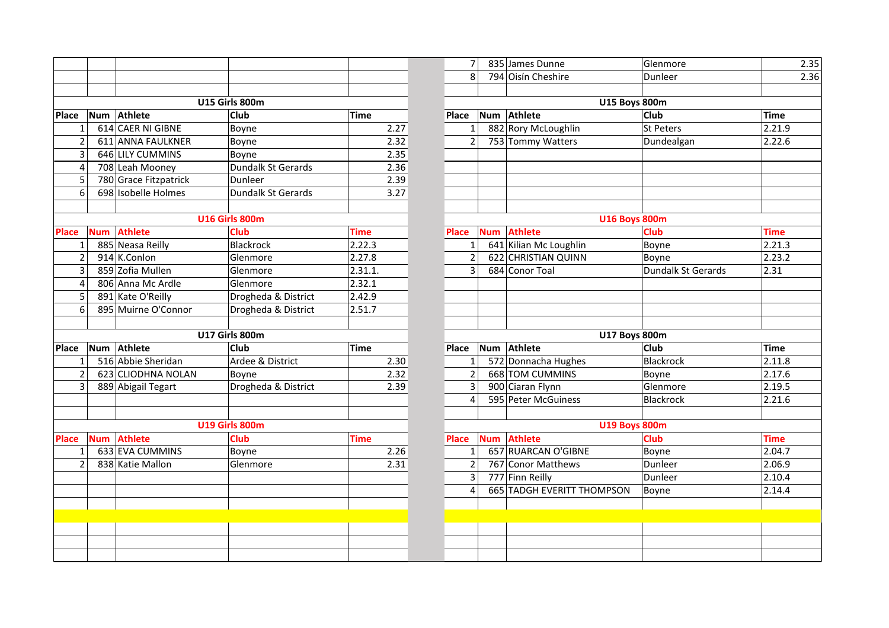| Place | Num | Athlete | Club | Time |
|---|---|---|---|---|
| 7 | 835 | James Dunne | Glenmore | 2.35 |
| 8 | 794 | Oisín Cheshire | Dunleer | 2.36 |

## U15 Girls 800m

| Place | Num | Athlete | Club | Time |
|---|---|---|---|---|
| 1 | 614 | CAER NI GIBNE | Boyne | 2.27 |
| 2 | 611 | ANNA FAULKNER | Boyne | 2.32 |
| 3 | 646 | LILY CUMMINS | Boyne | 2.35 |
| 4 | 708 | Leah Mooney | Dundalk St Gerards | 2.36 |
| 5 | 780 | Grace Fitzpatrick | Dunleer | 2.39 |
| 6 | 698 | Isobelle Holmes | Dundalk St Gerards | 3.27 |

## U15 Boys 800m

| Place | Num | Athlete | Club | Time |
|---|---|---|---|---|
| 1 | 882 | Rory McLoughlin | St Peters | 2.21.9 |
| 2 | 753 | Tommy Watters | Dundealgan | 2.22.6 |

## U16 Girls 800m

| Place | Num | Athlete | Club | Time |
|---|---|---|---|---|
| 1 | 885 | Neasa Reilly | Blackrock | 2.22.3 |
| 2 | 914 | K.Conlon | Glenmore | 2.27.8 |
| 3 | 859 | Zofia Mullen | Glenmore | 2.31.1. |
| 4 | 806 | Anna Mc Ardle | Glenmore | 2.32.1 |
| 5 | 891 | Kate O'Reilly | Drogheda & District | 2.42.9 |
| 6 | 895 | Muirne O'Connor | Drogheda & District | 2.51.7 |

## U16 Boys 800m

| Place | Num | Athlete | Club | Time |
|---|---|---|---|---|
| 1 | 641 | Kilian Mc Loughlin | Boyne | 2.21.3 |
| 2 | 622 | CHRISTIAN QUINN | Boyne | 2.23.2 |
| 3 | 684 | Conor Toal | Dundalk St Gerards | 2.31 |

## U17 Girls 800m

| Place | Num | Athlete | Club | Time |
|---|---|---|---|---|
| 1 | 516 | Abbie Sheridan | Ardee & District | 2.30 |
| 2 | 623 | CLIODHNA NOLAN | Boyne | 2.32 |
| 3 | 889 | Abigail Tegart | Drogheda & District | 2.39 |

## U17 Boys 800m

| Place | Num | Athlete | Club | Time |
|---|---|---|---|---|
| 1 | 572 | Donnacha Hughes | Blackrock | 2.11.8 |
| 2 | 668 | TOM CUMMINS | Boyne | 2.17.6 |
| 3 | 900 | Ciaran Flynn | Glenmore | 2.19.5 |
| 4 | 595 | Peter McGuiness | Blackrock | 2.21.6 |

## U19 Girls 800m

| Place | Num | Athlete | Club | Time |
|---|---|---|---|---|
| 1 | 633 | EVA CUMMINS | Boyne | 2.26 |
| 2 | 838 | Katie Mallon | Glenmore | 2.31 |

## U19 Boys 800m

| Place | Num | Athlete | Club | Time |
|---|---|---|---|---|
| 1 | 657 | RUARCAN O'GIBNE | Boyne | 2.04.7 |
| 2 | 767 | Conor Matthews | Dunleer | 2.06.9 |
| 3 | 777 | Finn Reilly | Dunleer | 2.10.4 |
| 4 | 665 | TADGH EVERITT THOMPSON | Boyne | 2.14.4 |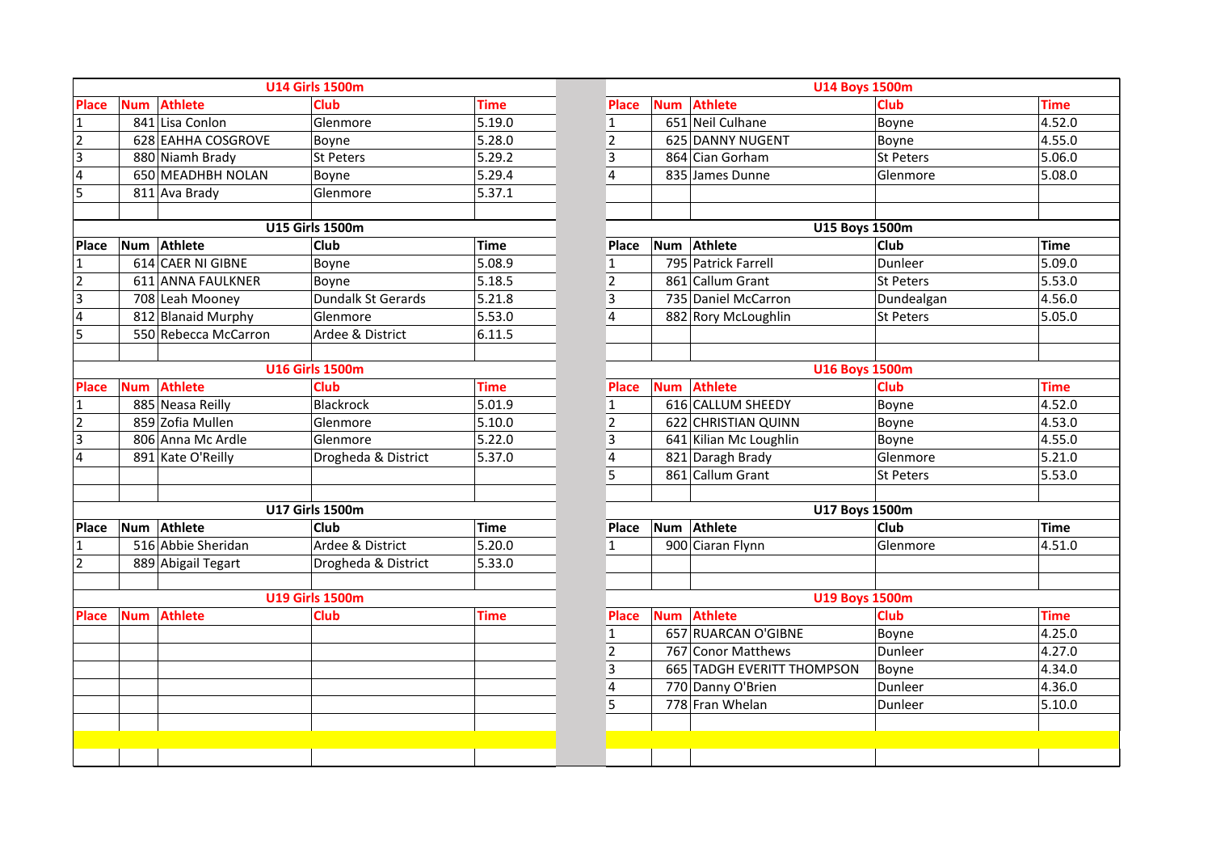## U14 Girls 1500m

| Place | Num | Athlete | Club | Time |
|---|---|---|---|---|
| 1 | 841 | Lisa Conlon | Glenmore | 5.19.0 |
| 2 | 628 | EAHHA COSGROVE | Boyne | 5.28.0 |
| 3 | 880 | Niamh Brady | St Peters | 5.29.2 |
| 4 | 650 | MEADHBH NOLAN | Boyne | 5.29.4 |
| 5 | 811 | Ava Brady | Glenmore | 5.37.1 |

## U14 Boys 1500m

| Place | Num | Athlete | Club | Time |
|---|---|---|---|---|
| 1 | 651 | Neil Culhane | Boyne | 4.52.0 |
| 2 | 625 | DANNY NUGENT | Boyne | 4.55.0 |
| 3 | 864 | Cian Gorham | St Peters | 5.06.0 |
| 4 | 835 | James Dunne | Glenmore | 5.08.0 |

## U15 Girls 1500m

| Place | Num | Athlete | Club | Time |
|---|---|---|---|---|
| 1 | 614 | CAER NI GIBNE | Boyne | 5.08.9 |
| 2 | 611 | ANNA FAULKNER | Boyne | 5.18.5 |
| 3 | 708 | Leah Mooney | Dundalk St Gerards | 5.21.8 |
| 4 | 812 | Blanaid Murphy | Glenmore | 5.53.0 |
| 5 | 550 | Rebecca McCarron | Ardee & District | 6.11.5 |

## U15 Boys 1500m

| Place | Num | Athlete | Club | Time |
|---|---|---|---|---|
| 1 | 795 | Patrick Farrell | Dunleer | 5.09.0 |
| 2 | 861 | Callum Grant | St Peters | 5.53.0 |
| 3 | 735 | Daniel McCarron | Dundealgan | 4.56.0 |
| 4 | 882 | Rory McLoughlin | St Peters | 5.05.0 |

## U16 Girls 1500m

| Place | Num | Athlete | Club | Time |
|---|---|---|---|---|
| 1 | 885 | Neasa Reilly | Blackrock | 5.01.9 |
| 2 | 859 | Zofia Mullen | Glenmore | 5.10.0 |
| 3 | 806 | Anna Mc Ardle | Glenmore | 5.22.0 |
| 4 | 891 | Kate O'Reilly | Drogheda & District | 5.37.0 |

## U16 Boys 1500m

| Place | Num | Athlete | Club | Time |
|---|---|---|---|---|
| 1 | 616 | CALLUM SHEEDY | Boyne | 4.52.0 |
| 2 | 622 | CHRISTIAN QUINN | Boyne | 4.53.0 |
| 3 | 641 | Kilian Mc Loughlin | Boyne | 4.55.0 |
| 4 | 821 | Daragh Brady | Glenmore | 5.21.0 |
| 5 | 861 | Callum Grant | St Peters | 5.53.0 |

## U17 Girls 1500m

| Place | Num | Athlete | Club | Time |
|---|---|---|---|---|
| 1 | 516 | Abbie Sheridan | Ardee & District | 5.20.0 |
| 2 | 889 | Abigail Tegart | Drogheda & District | 5.33.0 |

## U17 Boys 1500m

| Place | Num | Athlete | Club | Time |
|---|---|---|---|---|
| 1 | 900 | Ciaran Flynn | Glenmore | 4.51.0 |

## U19 Girls 1500m

| Place | Num | Athlete | Club | Time |
|---|---|---|---|---|

## U19 Boys 1500m

| Place | Num | Athlete | Club | Time |
|---|---|---|---|---|
| 1 | 657 | RUARCAN O'GIBNE | Boyne | 4.25.0 |
| 2 | 767 | Conor Matthews | Dunleer | 4.27.0 |
| 3 | 665 | TADGH EVERITT THOMPSON | Boyne | 4.34.0 |
| 4 | 770 | Danny O'Brien | Dunleer | 4.36.0 |
| 5 | 778 | Fran Whelan | Dunleer | 5.10.0 |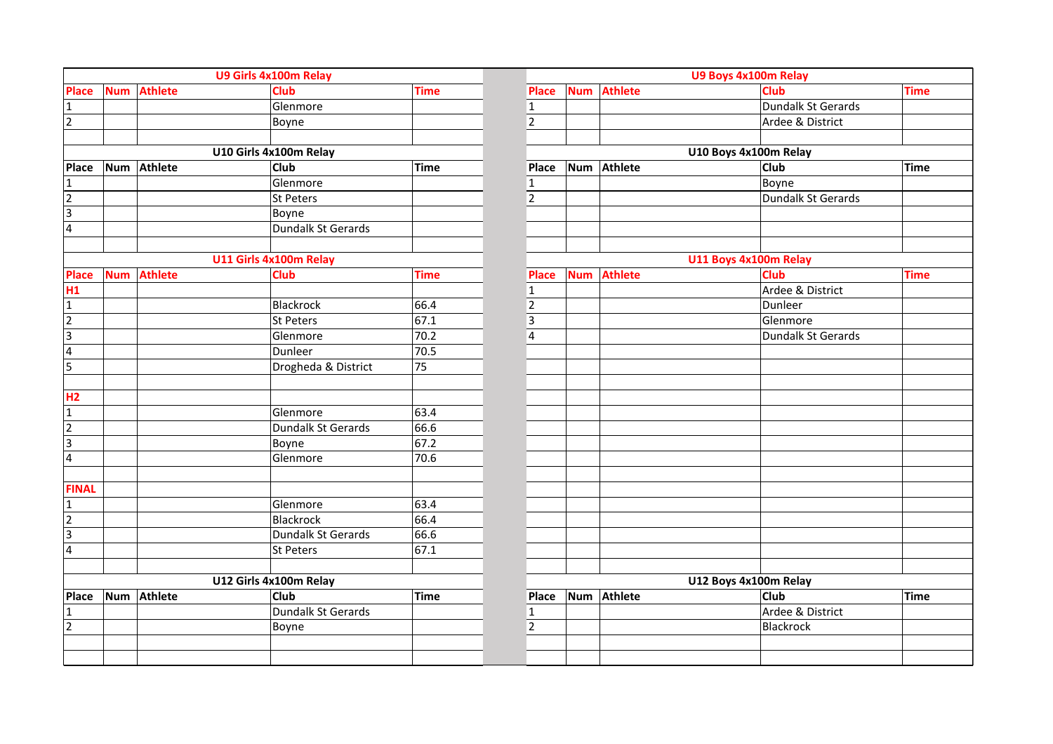## U9 Girls 4x100m Relay

| Place | Num | Athlete | Club | Time |
|---|---|---|---|---|
| 1 | | | Glenmore | |
| 2 | | | Boyne | |

## U9 Boys 4x100m Relay

| Place | Num | Athlete | Club | Time |
|---|---|---|---|---|
| 1 | | | Dundalk St Gerards | |
| 2 | | | Ardee & District | |

## U10 Girls 4x100m Relay

| Place | Num | Athlete | Club | Time |
|---|---|---|---|---|
| 1 | | | Glenmore | |
| 2 | | | St Peters | |
| 3 | | | Boyne | |
| 4 | | | Dundalk St Gerards | |

## U10 Boys 4x100m Relay

| Place | Num | Athlete | Club | Time |
|---|---|---|---|---|
| 1 | | | Boyne | |
| 2 | | | Dundalk St Gerards | |

## U11 Girls 4x100m Relay

| Place | Num | Athlete | Club | Time |
|---|---|---|---|---|
| H1 | | | | |
| 1 | | | Blackrock | 66.4 |
| 2 | | | St Peters | 67.1 |
| 3 | | | Glenmore | 70.2 |
| 4 | | | Dunleer | 70.5 |
| 5 | | | Drogheda & District | 75 |
| H2 | | | | |
| 1 | | | Glenmore | 63.4 |
| 2 | | | Dundalk St Gerards | 66.6 |
| 3 | | | Boyne | 67.2 |
| 4 | | | Glenmore | 70.6 |
| FINAL | | | | |
| 1 | | | Glenmore | 63.4 |
| 2 | | | Blackrock | 66.4 |
| 3 | | | Dundalk St Gerards | 66.6 |
| 4 | | | St Peters | 67.1 |

## U11 Boys 4x100m Relay

| Place | Num | Athlete | Club | Time |
|---|---|---|---|---|
| 1 | | | Ardee & District | |
| 2 | | | Dunleer | |
| 3 | | | Glenmore | |
| 4 | | | Dundalk St Gerards | |

## U12 Girls 4x100m Relay

| Place | Num | Athlete | Club | Time |
|---|---|---|---|---|
| 1 | | | Dundalk St Gerards | |
| 2 | | | Boyne | |

## U12 Boys 4x100m Relay

| Place | Num | Athlete | Club | Time |
|---|---|---|---|---|
| 1 | | | Ardee & District | |
| 2 | | | Blackrock | |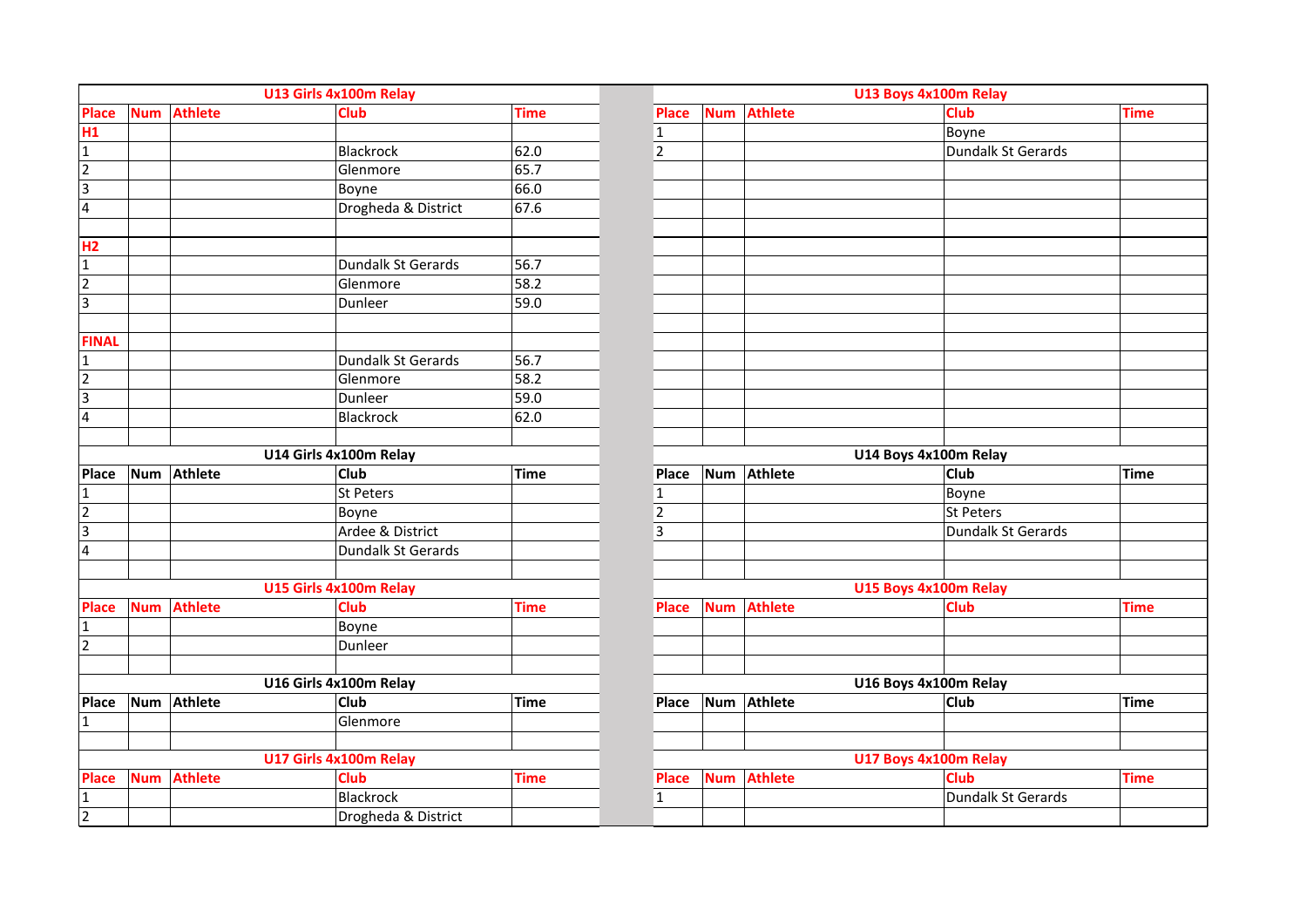### U13 Girls 4x100m Relay

| Place | Num | Athlete | Club | Time |
|---|---|---|---|---|
| H1 | | | | |
| 1 | | | Blackrock | 62.0 |
| 2 | | | Glenmore | 65.7 |
| 3 | | | Boyne | 66.0 |
| 4 | | | Drogheda & District | 67.6 |
| H2 | | | | |
| 1 | | | Dundalk St Gerards | 56.7 |
| 2 | | | Glenmore | 58.2 |
| 3 | | | Dunleer | 59.0 |
| FINAL | | | | |
| 1 | | | Dundalk St Gerards | 56.7 |
| 2 | | | Glenmore | 58.2 |
| 3 | | | Dunleer | 59.0 |
| 4 | | | Blackrock | 62.0 |

### U13 Boys 4x100m Relay

| Place | Num | Athlete | Club | Time |
|---|---|---|---|---|
| 1 | | | Boyne | |
| 2 | | | Dundalk St Gerards | |

### U14 Girls 4x100m Relay

| Place | Num | Athlete | Club | Time |
|---|---|---|---|---|
| 1 | | | St Peters | |
| 2 | | | Boyne | |
| 3 | | | Ardee & District | |
| 4 | | | Dundalk St Gerards | |

### U14 Boys 4x100m Relay

| Place | Num | Athlete | Club | Time |
|---|---|---|---|---|
| 1 | | | Boyne | |
| 2 | | | St Peters | |
| 3 | | | Dundalk St Gerards | |

### U15 Girls 4x100m Relay

| Place | Num | Athlete | Club | Time |
|---|---|---|---|---|
| 1 | | | Boyne | |
| 2 | | | Dunleer | |

### U15 Boys 4x100m Relay

| Place | Num | Athlete | Club | Time |
|---|---|---|---|---|

### U16 Girls 4x100m Relay

| Place | Num | Athlete | Club | Time |
|---|---|---|---|---|
| 1 | | | Glenmore | |

### U16 Boys 4x100m Relay

| Place | Num | Athlete | Club | Time |
|---|---|---|---|---|

### U17 Girls 4x100m Relay

| Place | Num | Athlete | Club | Time |
|---|---|---|---|---|
| 1 | | | Blackrock | |
| 2 | | | Drogheda & District | |

### U17 Boys 4x100m Relay

| Place | Num | Athlete | Club | Time |
|---|---|---|---|---|
| 1 | | | Dundalk St Gerards | |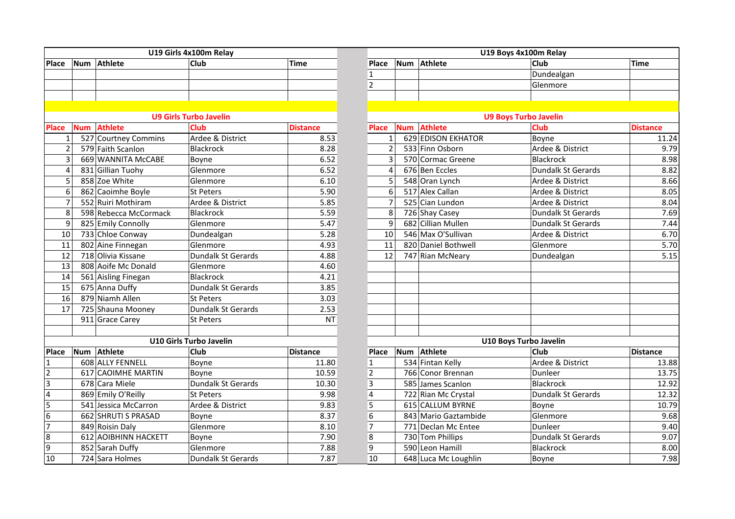## U19 Girls 4x100m Relay

| Place | Num | Athlete | Club | Time |
|---|---|---|---|---|
| | | | | |
| | | | | |
| | | | | |

## U19 Boys 4x100m Relay

| Place | Num | Athlete | Club | Time |
|---|---|---|---|---|
| 1 | | | Dundealgan | |
| 2 | | | Glenmore | |
| | | | | |

## U9 Girls Turbo Javelin

| Place | Num | Athlete | Club | Distance |
|---|---|---|---|---|
| 1 | 527 | Courtney Commins | Ardee & District | 8.53 |
| 2 | 579 | Faith Scanlon | Blackrock | 8.28 |
| 3 | 669 | WANNITA McCABE | Boyne | 6.52 |
| 4 | 831 | Gillian Tuohy | Glenmore | 6.52 |
| 5 | 858 | Zoe White | Glenmore | 6.10 |
| 6 | 862 | Caoimhe Boyle | St Peters | 5.90 |
| 7 | 552 | Ruiri Mothiram | Ardee & District | 5.85 |
| 8 | 598 | Rebecca McCormack | Blackrock | 5.59 |
| 9 | 825 | Emily Connolly | Glenmore | 5.47 |
| 10 | 733 | Chloe Conway | Dundealgan | 5.28 |
| 11 | 802 | Aine Finnegan | Glenmore | 4.93 |
| 12 | 718 | Olivia Kissane | Dundalk St Gerards | 4.88 |
| 13 | 808 | Aoife Mc Donald | Glenmore | 4.60 |
| 14 | 561 | Aisling Finegan | Blackrock | 4.21 |
| 15 | 675 | Anna Duffy | Dundalk St Gerards | 3.85 |
| 16 | 879 | Niamh Allen | St Peters | 3.03 |
| 17 | 725 | Shauna Mooney | Dundalk St Gerards | 2.53 |
| | 911 | Grace Carey | St Peters | NT |

## U9 Boys Turbo Javelin

| Place | Num | Athlete | Club | Distance |
|---|---|---|---|---|
| 1 | 629 | EDISON EKHATOR | Boyne | 11.24 |
| 2 | 533 | Finn Osborn | Ardee & District | 9.79 |
| 3 | 570 | Cormac Greene | Blackrock | 8.98 |
| 4 | 676 | Ben Eccles | Dundalk St Gerards | 8.82 |
| 5 | 548 | Oran Lynch | Ardee & District | 8.66 |
| 6 | 517 | Alex Callan | Ardee & District | 8.05 |
| 7 | 525 | Cian Lundon | Ardee & District | 8.04 |
| 8 | 726 | Shay Casey | Dundalk St Gerards | 7.69 |
| 9 | 682 | Cillian Mullen | Dundalk St Gerards | 7.44 |
| 10 | 546 | Max O'Sullivan | Ardee & District | 6.70 |
| 11 | 820 | Daniel Bothwell | Glenmore | 5.70 |
| 12 | 747 | Rian McNeary | Dundealgan | 5.15 |

## U10 Girls Turbo Javelin

| Place | Num | Athlete | Club | Distance |
|---|---|---|---|---|
| 1 | 608 | ALLY FENNELL | Boyne | 11.80 |
| 2 | 617 | CAOIMHE MARTIN | Boyne | 10.59 |
| 3 | 678 | Cara Miele | Dundalk St Gerards | 10.30 |
| 4 | 869 | Emily O'Reilly | St Peters | 9.98 |
| 5 | 541 | Jessica McCarron | Ardee & District | 9.83 |
| 6 | 662 | SHRUTI S PRASAD | Boyne | 8.37 |
| 7 | 849 | Roisin Daly | Glenmore | 8.10 |
| 8 | 612 | AOIBHINN HACKETT | Boyne | 7.90 |
| 9 | 852 | Sarah Duffy | Glenmore | 7.88 |
| 10 | 724 | Sara Holmes | Dundalk St Gerards | 7.87 |

## U10 Boys Turbo Javelin

| Place | Num | Athlete | Club | Distance |
|---|---|---|---|---|
| 1 | 534 | Fintan Kelly | Ardee & District | 13.88 |
| 2 | 766 | Conor Brennan | Dunleer | 13.75 |
| 3 | 585 | James Scanlon | Blackrock | 12.92 |
| 4 | 722 | Rian Mc Crystal | Dundalk St Gerards | 12.32 |
| 5 | 615 | CALLUM BYRNE | Boyne | 10.79 |
| 6 | 843 | Mario Gaztambide | Glenmore | 9.68 |
| 7 | 771 | Declan Mc Entee | Dunleer | 9.40 |
| 8 | 730 | Tom Phillips | Dundalk St Gerards | 9.07 |
| 9 | 590 | Leon Hamill | Blackrock | 8.00 |
| 10 | 648 | Luca Mc Loughlin | Boyne | 7.98 |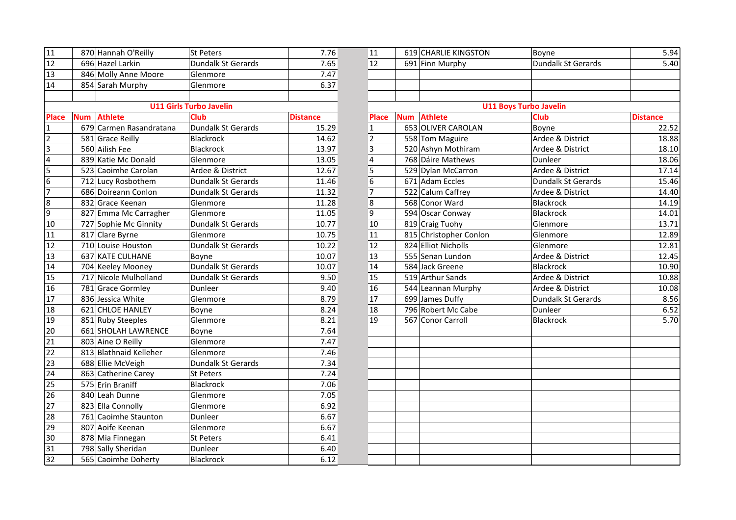| | | | | | | | | |
|---|---|---|---|---|---|---|---|---|
| 11 | 870 | Hannah O'Reilly | St Peters | 7.76 | 11 | 619 | CHARLIE KINGSTON | Boyne | 5.94 |
| 12 | 696 | Hazel Larkin | Dundalk St Gerards | 7.65 | 12 | 691 | Finn Murphy | Dundalk St Gerards | 5.40 |
| 13 | 846 | Molly Anne Moore | Glenmore | 7.47 | | | | | |
| 14 | 854 | Sarah Murphy | Glenmore | 6.37 | | | | | |

## U11 Girls Turbo Javelin

| Place | Num | Athlete | Club | Distance |
|---|---|---|---|---|
| 1 | 679 | Carmen Rasandratana | Dundalk St Gerards | 15.29 |
| 2 | 581 | Grace Reilly | Blackrock | 14.62 |
| 3 | 560 | Ailish Fee | Blackrock | 13.97 |
| 4 | 839 | Katie Mc Donald | Glenmore | 13.05 |
| 5 | 523 | Caoimhe Carolan | Ardee & District | 12.67 |
| 6 | 712 | Lucy Rosbothem | Dundalk St Gerards | 11.46 |
| 7 | 686 | Doireann Conlon | Dundalk St Gerards | 11.32 |
| 8 | 832 | Grace Keenan | Glenmore | 11.28 |
| 9 | 827 | Emma Mc Carragher | Glenmore | 11.05 |
| 10 | 727 | Sophie Mc Ginnity | Dundalk St Gerards | 10.77 |
| 11 | 817 | Clare Byrne | Glenmore | 10.75 |
| 12 | 710 | Louise Houston | Dundalk St Gerards | 10.22 |
| 13 | 637 | KATE CULHANE | Boyne | 10.07 |
| 14 | 704 | Keeley Mooney | Dundalk St Gerards | 10.07 |
| 15 | 717 | Nicole Mulholland | Dundalk St Gerards | 9.50 |
| 16 | 781 | Grace Gormley | Dunleer | 9.40 |
| 17 | 836 | Jessica White | Glenmore | 8.79 |
| 18 | 621 | CHLOE HANLEY | Boyne | 8.24 |
| 19 | 851 | Ruby Steeples | Glenmore | 8.21 |
| 20 | 661 | SHOLAH LAWRENCE | Boyne | 7.64 |
| 21 | 803 | Aine O Reilly | Glenmore | 7.47 |
| 22 | 813 | Blathnaid Kelleher | Glenmore | 7.46 |
| 23 | 688 | Ellie McVeigh | Dundalk St Gerards | 7.34 |
| 24 | 863 | Catherine Carey | St Peters | 7.24 |
| 25 | 575 | Erin Braniff | Blackrock | 7.06 |
| 26 | 840 | Leah Dunne | Glenmore | 7.05 |
| 27 | 823 | Ella Connolly | Glenmore | 6.92 |
| 28 | 761 | Caoimhe Staunton | Dunleer | 6.67 |
| 29 | 807 | Aoife Keenan | Glenmore | 6.67 |
| 30 | 878 | Mia Finnegan | St Peters | 6.41 |
| 31 | 798 | Sally Sheridan | Dunleer | 6.40 |
| 32 | 565 | Caoimhe Doherty | Blackrock | 6.12 |

## U11 Boys Turbo Javelin

| Place | Num | Athlete | Club | Distance |
|---|---|---|---|---|
| 1 | 653 | OLIVER CAROLAN | Boyne | 22.52 |
| 2 | 558 | Tom Maguire | Ardee & District | 18.88 |
| 3 | 520 | Ashyn Mothiram | Ardee & District | 18.10 |
| 4 | 768 | Dáire Mathews | Dunleer | 18.06 |
| 5 | 529 | Dylan McCarron | Ardee & District | 17.14 |
| 6 | 671 | Adam Eccles | Dundalk St Gerards | 15.46 |
| 7 | 522 | Calum Caffrey | Ardee & District | 14.40 |
| 8 | 568 | Conor Ward | Blackrock | 14.19 |
| 9 | 594 | Oscar Conway | Blackrock | 14.01 |
| 10 | 819 | Craig Tuohy | Glenmore | 13.71 |
| 11 | 815 | Christopher Conlon | Glenmore | 12.89 |
| 12 | 824 | Elliot Nicholls | Glenmore | 12.81 |
| 13 | 555 | Senan Lundon | Ardee & District | 12.45 |
| 14 | 584 | Jack Greene | Blackrock | 10.90 |
| 15 | 519 | Arthur Sands | Ardee & District | 10.88 |
| 16 | 544 | Leannan Murphy | Ardee & District | 10.08 |
| 17 | 699 | James Duffy | Dundalk St Gerards | 8.56 |
| 18 | 796 | Robert Mc Cabe | Dunleer | 6.52 |
| 19 | 567 | Conor Carroll | Blackrock | 5.70 |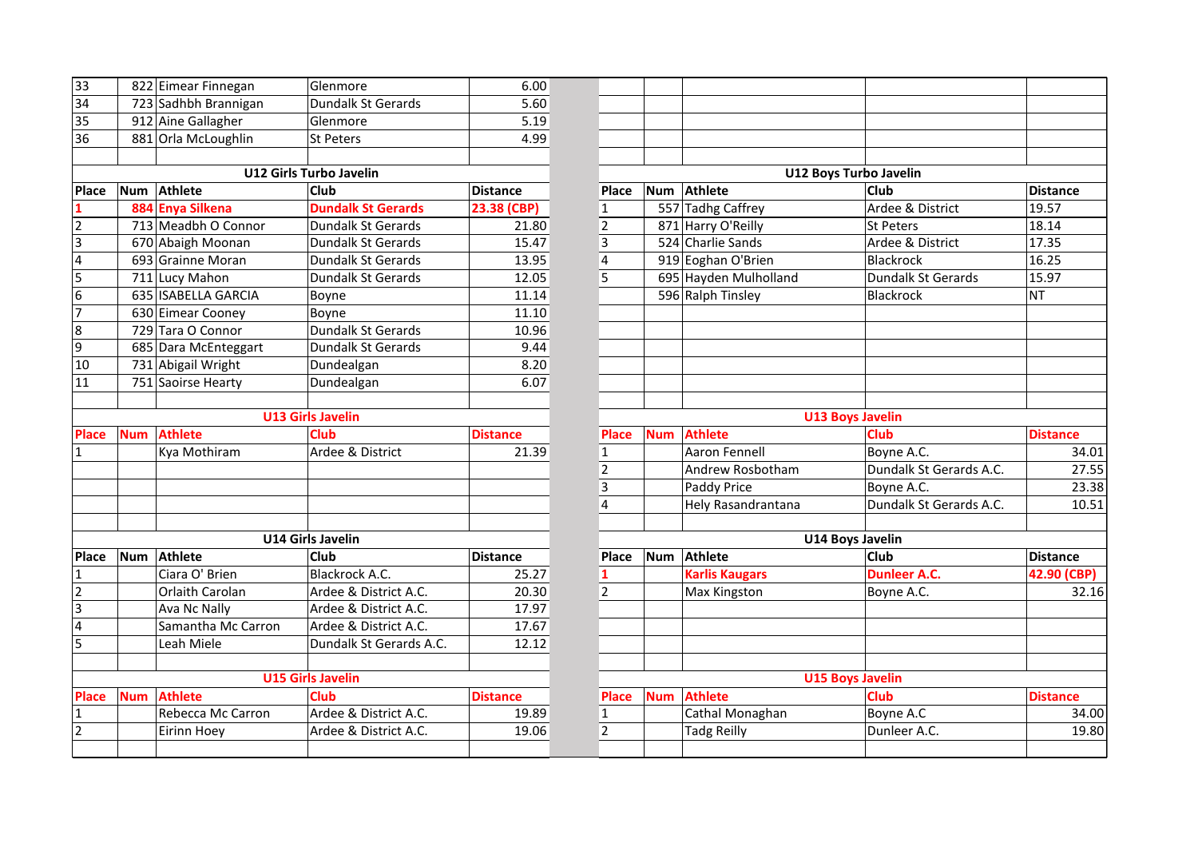| Place | Num | Athlete | Club | Distance |
|---|---|---|---|---|
| 33 | 822 | Eimear Finnegan | Glenmore | 6.00 |
| 34 | 723 | Sadhbh Brannigan | Dundalk St Gerards | 5.60 |
| 35 | 912 | Aine Gallagher | Glenmore | 5.19 |
| 36 | 881 | Orla McLoughlin | St Peters | 4.99 |

### U12 Girls Turbo Javelin

| Place | Num | Athlete | Club | Distance |
|---|---|---|---|---|
| **1** | **884** | **Enya Silkena** | **Dundalk St Gerards** | **23.38 (CBP)** |
| 2 | 713 | Meadbh O Connor | Dundalk St Gerards | 21.80 |
| 3 | 670 | Abaigh Moonan | Dundalk St Gerards | 15.47 |
| 4 | 693 | Grainne Moran | Dundalk St Gerards | 13.95 |
| 5 | 711 | Lucy Mahon | Dundalk St Gerards | 12.05 |
| 6 | 635 | ISABELLA GARCIA | Boyne | 11.14 |
| 7 | 630 | Eimear Cooney | Boyne | 11.10 |
| 8 | 729 | Tara O Connor | Dundalk St Gerards | 10.96 |
| 9 | 685 | Dara McEnteggart | Dundalk St Gerards | 9.44 |
| 10 | 731 | Abigail Wright | Dundealgan | 8.20 |
| 11 | 751 | Saoirse Hearty | Dundealgan | 6.07 |

### U12 Boys Turbo Javelin

| Place | Num | Athlete | Club | Distance |
|---|---|---|---|---|
| 1 | 557 | Tadhg Caffrey | Ardee & District | 19.57 |
| 2 | 871 | Harry O'Reilly | St Peters | 18.14 |
| 3 | 524 | Charlie Sands | Ardee & District | 17.35 |
| 4 | 919 | Eoghan O'Brien | Blackrock | 16.25 |
| 5 | 695 | Hayden Mulholland | Dundalk St Gerards | 15.97 |
|  | 596 | Ralph Tinsley | Blackrock | NT |

### U13 Girls Javelin

| Place | Num | Athlete | Club | Distance |
|---|---|---|---|---|
| 1 |  | Kya Mothiram | Ardee & District | 21.39 |

### U13 Boys Javelin

| Place | Num | Athlete | Club | Distance |
|---|---|---|---|---|
| 1 |  | Aaron Fennell | Boyne A.C. | 34.01 |
| 2 |  | Andrew Rosbotham | Dundalk St Gerards A.C. | 27.55 |
| 3 |  | Paddy Price | Boyne A.C. | 23.38 |
| 4 |  | Hely Rasandrantana | Dundalk St Gerards A.C. | 10.51 |

### U14 Girls Javelin

| Place | Num | Athlete | Club | Distance |
|---|---|---|---|---|
| 1 |  | Ciara O' Brien | Blackrock A.C. | 25.27 |
| 2 |  | Orlaith Carolan | Ardee & District A.C. | 20.30 |
| 3 |  | Ava Nc Nally | Ardee & District A.C. | 17.97 |
| 4 |  | Samantha Mc Carron | Ardee & District A.C. | 17.67 |
| 5 |  | Leah Miele | Dundalk St Gerards A.C. | 12.12 |

### U14 Boys Javelin

| Place | Num | Athlete | Club | Distance |
|---|---|---|---|---|
| **1** |  | **Karlis Kaugars** | **Dunleer A.C.** | **42.90 (CBP)** |
| 2 |  | Max Kingston | Boyne A.C. | 32.16 |

### U15 Girls Javelin

| Place | Num | Athlete | Club | Distance |
|---|---|---|---|---|
| 1 |  | Rebecca Mc Carron | Ardee & District A.C. | 19.89 |
| 2 |  | Eirinn Hoey | Ardee & District A.C. | 19.06 |

### U15 Boys Javelin

| Place | Num | Athlete | Club | Distance |
|---|---|---|---|---|
| 1 |  | Cathal Monaghan | Boyne A.C | 34.00 |
| 2 |  | Tadg Reilly | Dunleer A.C. | 19.80 |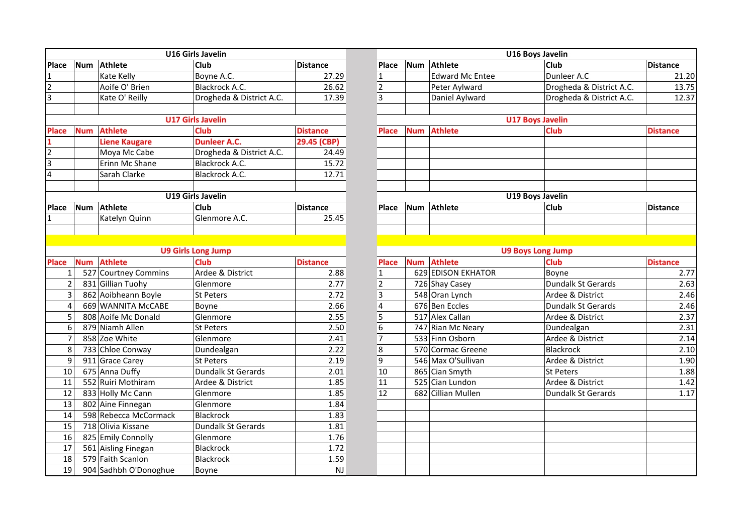### U16 Girls Javelin

| Place | Num | Athlete | Club | Distance |
|---|---|---|---|---|
| 1 | | Kate Kelly | Boyne A.C. | 27.29 |
| 2 | | Aoife O' Brien | Blackrock A.C. | 26.62 |
| 3 | | Kate O' Reilly | Drogheda & District A.C. | 17.39 |

### U16 Boys Javelin

| Place | Num | Athlete | Club | Distance |
|---|---|---|---|---|
| 1 | | Edward Mc Entee | Dunleer A.C | 21.20 |
| 2 | | Peter Aylward | Drogheda & District A.C. | 13.75 |
| 3 | | Daniel Aylward | Drogheda & District A.C. | 12.37 |

### U17 Girls Javelin

| Place | Num | Athlete | Club | Distance |
|---|---|---|---|---|
| **1** | | **Liene Kaugare** | **Dunleer A.C.** | **29.45 (CBP)** |
| 2 | | Moya Mc Cabe | Drogheda & District A.C. | 24.49 |
| 3 | | Erinn Mc Shane | Blackrock A.C. | 15.72 |
| 4 | | Sarah Clarke | Blackrock A.C. | 12.71 |

### U17 Boys Javelin

| Place | Num | Athlete | Club | Distance |
|---|---|---|---|---|
| | | | | |

### U19 Girls Javelin

| Place | Num | Athlete | Club | Distance |
|---|---|---|---|---|
| 1 | | Katelyn Quinn | Glenmore A.C. | 25.45 |

### U19 Boys Javelin

| Place | Num | Athlete | Club | Distance |
|---|---|---|---|---|
| | | | | |

### U9 Girls Long Jump

| Place | Num | Athlete | Club | Distance |
|---|---|---|---|---|
| 1 | 527 | Courtney Commins | Ardee & District | 2.88 |
| 2 | 831 | Gillian Tuohy | Glenmore | 2.77 |
| 3 | 862 | Aoibheann Boyle | St Peters | 2.72 |
| 4 | 669 | WANNITA McCABE | Boyne | 2.66 |
| 5 | 808 | Aoife Mc Donald | Glenmore | 2.55 |
| 6 | 879 | Niamh Allen | St Peters | 2.50 |
| 7 | 858 | Zoe White | Glenmore | 2.41 |
| 8 | 733 | Chloe Conway | Dundealgan | 2.22 |
| 9 | 911 | Grace Carey | St Peters | 2.19 |
| 10 | 675 | Anna Duffy | Dundalk St Gerards | 2.01 |
| 11 | 552 | Ruiri Mothiram | Ardee & District | 1.85 |
| 12 | 833 | Holly Mc Cann | Glenmore | 1.85 |
| 13 | 802 | Aine Finnegan | Glenmore | 1.84 |
| 14 | 598 | Rebecca McCormack | Blackrock | 1.83 |
| 15 | 718 | Olivia Kissane | Dundalk St Gerards | 1.81 |
| 16 | 825 | Emily Connolly | Glenmore | 1.76 |
| 17 | 561 | Aisling Finegan | Blackrock | 1.72 |
| 18 | 579 | Faith Scanlon | Blackrock | 1.59 |
| 19 | 904 | Sadhbh O'Donoghue | Boyne | NJ |

### U9 Boys Long Jump

| Place | Num | Athlete | Club | Distance |
|---|---|---|---|---|
| 1 | 629 | EDISON EKHATOR | Boyne | 2.77 |
| 2 | 726 | Shay Casey | Dundalk St Gerards | 2.63 |
| 3 | 548 | Oran Lynch | Ardee & District | 2.46 |
| 4 | 676 | Ben Eccles | Dundalk St Gerards | 2.46 |
| 5 | 517 | Alex Callan | Ardee & District | 2.37 |
| 6 | 747 | Rian Mc Neary | Dundealgan | 2.31 |
| 7 | 533 | Finn Osborn | Ardee & District | 2.14 |
| 8 | 570 | Cormac Greene | Blackrock | 2.10 |
| 9 | 546 | Max O'Sullivan | Ardee & District | 1.90 |
| 10 | 865 | Cian Smyth | St Peters | 1.88 |
| 11 | 525 | Cian Lundon | Ardee & District | 1.42 |
| 12 | 682 | Cillian Mullen | Dundalk St Gerards | 1.17 |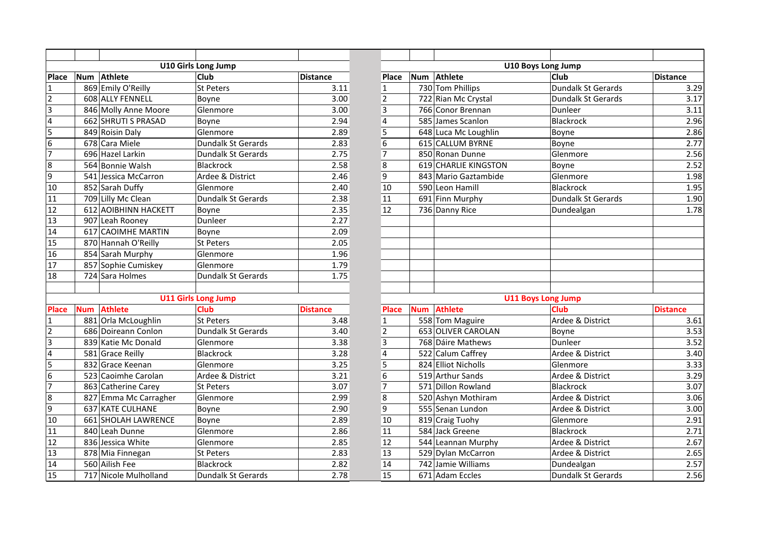## U10 Girls Long Jump

| Place | Num | Athlete | Club | Distance |
|---|---|---|---|---|
| 1 | 869 | Emily O'Reilly | St Peters | 3.11 |
| 2 | 608 | ALLY FENNELL | Boyne | 3.00 |
| 3 | 846 | Molly Anne Moore | Glenmore | 3.00 |
| 4 | 662 | SHRUTI S PRASAD | Boyne | 2.94 |
| 5 | 849 | Roisin Daly | Glenmore | 2.89 |
| 6 | 678 | Cara Miele | Dundalk St Gerards | 2.83 |
| 7 | 696 | Hazel Larkin | Dundalk St Gerards | 2.75 |
| 8 | 564 | Bonnie Walsh | Blackrock | 2.58 |
| 9 | 541 | Jessica McCarron | Ardee & District | 2.46 |
| 10 | 852 | Sarah Duffy | Glenmore | 2.40 |
| 11 | 709 | Lilly Mc Clean | Dundalk St Gerards | 2.38 |
| 12 | 612 | AOIBHINN HACKETT | Boyne | 2.35 |
| 13 | 907 | Leah Rooney | Dunleer | 2.27 |
| 14 | 617 | CAOIMHE MARTIN | Boyne | 2.09 |
| 15 | 870 | Hannah O'Reilly | St Peters | 2.05 |
| 16 | 854 | Sarah Murphy | Glenmore | 1.96 |
| 17 | 857 | Sophie Cumiskey | Glenmore | 1.79 |
| 18 | 724 | Sara Holmes | Dundalk St Gerards | 1.75 |

## U10 Boys Long Jump

| Place | Num | Athlete | Club | Distance |
|---|---|---|---|---|
| 1 | 730 | Tom Phillips | Dundalk St Gerards | 3.29 |
| 2 | 722 | Rian Mc Crystal | Dundalk St Gerards | 3.17 |
| 3 | 766 | Conor Brennan | Dunleer | 3.11 |
| 4 | 585 | James Scanlon | Blackrock | 2.96 |
| 5 | 648 | Luca Mc Loughlin | Boyne | 2.86 |
| 6 | 615 | CALLUM BYRNE | Boyne | 2.77 |
| 7 | 850 | Ronan Dunne | Glenmore | 2.56 |
| 8 | 619 | CHARLIE KINGSTON | Boyne | 2.52 |
| 9 | 843 | Mario Gaztambide | Glenmore | 1.98 |
| 10 | 590 | Leon Hamill | Blackrock | 1.95 |
| 11 | 691 | Finn Murphy | Dundalk St Gerards | 1.90 |
| 12 | 736 | Danny Rice | Dundealgan | 1.78 |

## U11 Girls Long Jump

| Place | Num | Athlete | Club | Distance |
|---|---|---|---|---|
| 1 | 881 | Orla McLoughlin | St Peters | 3.48 |
| 2 | 686 | Doireann Conlon | Dundalk St Gerards | 3.40 |
| 3 | 839 | Katie Mc Donald | Glenmore | 3.38 |
| 4 | 581 | Grace Reilly | Blackrock | 3.28 |
| 5 | 832 | Grace Keenan | Glenmore | 3.25 |
| 6 | 523 | Caoimhe Carolan | Ardee & District | 3.21 |
| 7 | 863 | Catherine Carey | St Peters | 3.07 |
| 8 | 827 | Emma Mc Carragher | Glenmore | 2.99 |
| 9 | 637 | KATE CULHANE | Boyne | 2.90 |
| 10 | 661 | SHOLAH LAWRENCE | Boyne | 2.89 |
| 11 | 840 | Leah Dunne | Glenmore | 2.86 |
| 12 | 836 | Jessica White | Glenmore | 2.85 |
| 13 | 878 | Mia Finnegan | St Peters | 2.83 |
| 14 | 560 | Ailish Fee | Blackrock | 2.82 |
| 15 | 717 | Nicole Mulholland | Dundalk St Gerards | 2.78 |

## U11 Boys Long Jump

| Place | Num | Athlete | Club | Distance |
|---|---|---|---|---|
| 1 | 558 | Tom Maguire | Ardee & District | 3.61 |
| 2 | 653 | OLIVER CAROLAN | Boyne | 3.53 |
| 3 | 768 | Dáire Mathews | Dunleer | 3.52 |
| 4 | 522 | Calum Caffrey | Ardee & District | 3.40 |
| 5 | 824 | Elliot Nicholls | Glenmore | 3.33 |
| 6 | 519 | Arthur Sands | Ardee & District | 3.29 |
| 7 | 571 | Dillon Rowland | Blackrock | 3.07 |
| 8 | 520 | Ashyn Mothiram | Ardee & District | 3.06 |
| 9 | 555 | Senan Lundon | Ardee & District | 3.00 |
| 10 | 819 | Craig Tuohy | Glenmore | 2.91 |
| 11 | 584 | Jack Greene | Blackrock | 2.71 |
| 12 | 544 | Leannan Murphy | Ardee & District | 2.67 |
| 13 | 529 | Dylan McCarron | Ardee & District | 2.65 |
| 14 | 742 | Jamie Williams | Dundealgan | 2.57 |
| 15 | 671 | Adam Eccles | Dundalk St Gerards | 2.56 |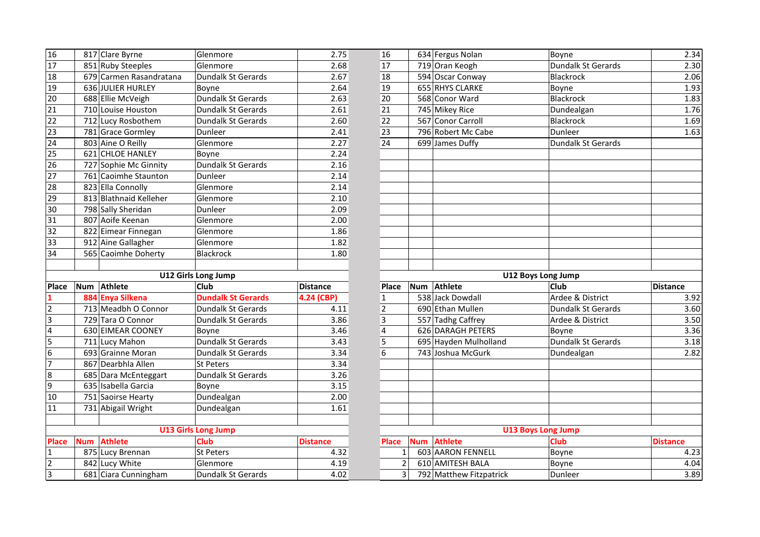| Place | Num | Athlete | Club | Distance |
|---|---|---|---|---|
| 16 | 817 | Clare Byrne | Glenmore | 2.75 |
| 17 | 851 | Ruby Steeples | Glenmore | 2.68 |
| 18 | 679 | Carmen Rasandratana | Dundalk St Gerards | 2.67 |
| 19 | 636 | JULIER HURLEY | Boyne | 2.64 |
| 20 | 688 | Ellie McVeigh | Dundalk St Gerards | 2.63 |
| 21 | 710 | Louise Houston | Dundalk St Gerards | 2.61 |
| 22 | 712 | Lucy Rosbothem | Dundalk St Gerards | 2.60 |
| 23 | 781 | Grace Gormley | Dunleer | 2.41 |
| 24 | 803 | Aine O Reilly | Glenmore | 2.27 |
| 25 | 621 | CHLOE HANLEY | Boyne | 2.24 |
| 26 | 727 | Sophie Mc Ginnity | Dundalk St Gerards | 2.16 |
| 27 | 761 | Caoimhe Staunton | Dunleer | 2.14 |
| 28 | 823 | Ella Connolly | Glenmore | 2.14 |
| 29 | 813 | Blathnaid Kelleher | Glenmore | 2.10 |
| 30 | 798 | Sally Sheridan | Dunleer | 2.09 |
| 31 | 807 | Aoife Keenan | Glenmore | 2.00 |
| 32 | 822 | Eimear Finnegan | Glenmore | 1.86 |
| 33 | 912 | Aine Gallagher | Glenmore | 1.82 |
| 34 | 565 | Caoimhe Doherty | Blackrock | 1.80 |

| Place | Num | Athlete | Club | Distance |
|---|---|---|---|---|
| 16 | 634 | Fergus Nolan | Boyne | 2.34 |
| 17 | 719 | Oran Keogh | Dundalk St Gerards | 2.30 |
| 18 | 594 | Oscar Conway | Blackrock | 2.06 |
| 19 | 655 | RHYS CLARKE | Boyne | 1.93 |
| 20 | 568 | Conor Ward | Blackrock | 1.83 |
| 21 | 745 | Mikey Rice | Dundealgan | 1.76 |
| 22 | 567 | Conor Carroll | Blackrock | 1.69 |
| 23 | 796 | Robert Mc Cabe | Dunleer | 1.63 |
| 24 | 699 | James Duffy | Dundalk St Gerards | |

## U12 Girls Long Jump

| Place | Num | Athlete | Club | Distance |
|---|---|---|---|---|
| **1** | **884** | **Enya Silkena** | **Dundalk St Gerards** | **4.24 (CBP)** |
| 2 | 713 | Meadbh O Connor | Dundalk St Gerards | 4.11 |
| 3 | 729 | Tara O Connor | Dundalk St Gerards | 3.86 |
| 4 | 630 | EIMEAR COONEY | Boyne | 3.46 |
| 5 | 711 | Lucy Mahon | Dundalk St Gerards | 3.43 |
| 6 | 693 | Grainne Moran | Dundalk St Gerards | 3.34 |
| 7 | 867 | Dearbhla Allen | St Peters | 3.34 |
| 8 | 685 | Dara McEnteggart | Dundalk St Gerards | 3.26 |
| 9 | 635 | Isabella Garcia | Boyne | 3.15 |
| 10 | 751 | Saoirse Hearty | Dundealgan | 2.00 |
| 11 | 731 | Abigail Wright | Dundealgan | 1.61 |

## U12 Boys Long Jump

| Place | Num | Athlete | Club | Distance |
|---|---|---|---|---|
| 1 | 538 | Jack Dowdall | Ardee & District | 3.92 |
| 2 | 690 | Ethan Mullen | Dundalk St Gerards | 3.60 |
| 3 | 557 | Tadhg Caffrey | Ardee & District | 3.50 |
| 4 | 626 | DARAGH PETERS | Boyne | 3.36 |
| 5 | 695 | Hayden Mulholland | Dundalk St Gerards | 3.18 |
| 6 | 743 | Joshua McGurk | Dundealgan | 2.82 |

## U13 Girls Long Jump

| Place | Num | Athlete | Club | Distance |
|---|---|---|---|---|
| 1 | 875 | Lucy Brennan | St Peters | 4.32 |
| 2 | 842 | Lucy White | Glenmore | 4.19 |
| 3 | 681 | Ciara Cunningham | Dundalk St Gerards | 4.02 |

## U13 Boys Long Jump

| Place | Num | Athlete | Club | Distance |
|---|---|---|---|---|
| 1 | 603 | AARON FENNELL | Boyne | 4.23 |
| 2 | 610 | AMITESH BALA | Boyne | 4.04 |
| 3 | 792 | Matthew Fitzpatrick | Dunleer | 3.89 |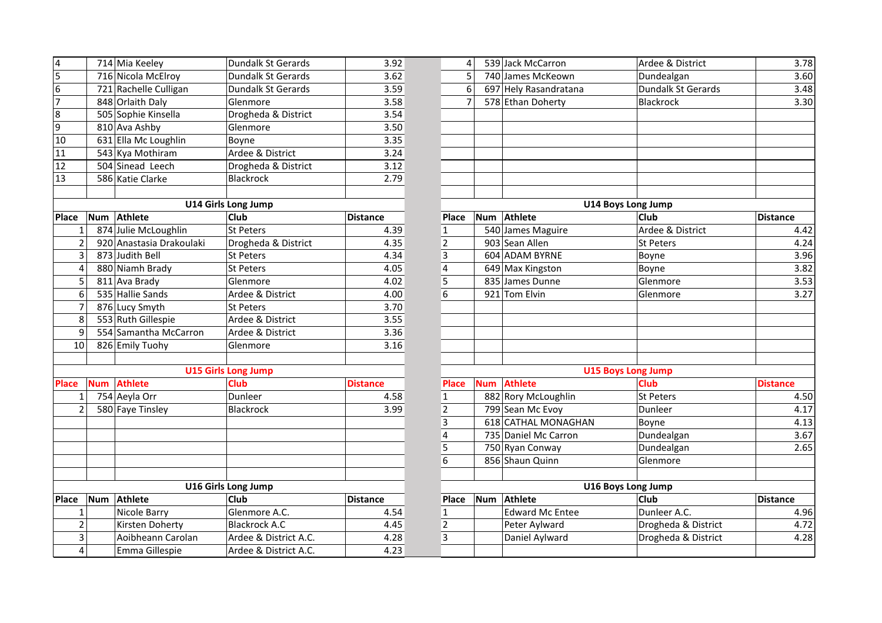| Place | Num | Athlete | Club | Distance |
|---|---|---|---|---|
| 4 | 714 | Mia Keeley | Dundalk St Gerards | 3.92 |
| 5 | 716 | Nicola McElroy | Dundalk St Gerards | 3.62 |
| 6 | 721 | Rachelle Culligan | Dundalk St Gerards | 3.59 |
| 7 | 848 | Orlaith Daly | Glenmore | 3.58 |
| 8 | 505 | Sophie Kinsella | Drogheda & District | 3.54 |
| 9 | 810 | Ava Ashby | Glenmore | 3.50 |
| 10 | 631 | Ella Mc Loughlin | Boyne | 3.35 |
| 11 | 543 | Kya Mothiram | Ardee & District | 3.24 |
| 12 | 504 | Sinead Leech | Drogheda & District | 3.12 |
| 13 | 586 | Katie Clarke | Blackrock | 2.79 |

| Place | Num | Athlete | Club | Distance |
|---|---|---|---|---|
| 4 | 539 | Jack McCarron | Ardee & District | 3.78 |
| 5 | 740 | James McKeown | Dundealgan | 3.60 |
| 6 | 697 | Hely Rasandratana | Dundalk St Gerards | 3.48 |
| 7 | 578 | Ethan Doherty | Blackrock | 3.30 |

**U14 Girls Long Jump**

| Place | Num | Athlete | Club | Distance |
|---|---|---|---|---|
| 1 | 874 | Julie McLoughlin | St Peters | 4.39 |
| 2 | 920 | Anastasia Drakoulaki | Drogheda & District | 4.35 |
| 3 | 873 | Judith Bell | St Peters | 4.34 |
| 4 | 880 | Niamh Brady | St Peters | 4.05 |
| 5 | 811 | Ava Brady | Glenmore | 4.02 |
| 6 | 535 | Hallie Sands | Ardee & District | 4.00 |
| 7 | 876 | Lucy Smyth | St Peters | 3.70 |
| 8 | 553 | Ruth Gillespie | Ardee & District | 3.55 |
| 9 | 554 | Samantha McCarron | Ardee & District | 3.36 |
| 10 | 826 | Emily Tuohy | Glenmore | 3.16 |

**U14 Boys Long Jump**

| Place | Num | Athlete | Club | Distance |
|---|---|---|---|---|
| 1 | 540 | James Maguire | Ardee & District | 4.42 |
| 2 | 903 | Sean Allen | St Peters | 4.24 |
| 3 | 604 | ADAM BYRNE | Boyne | 3.96 |
| 4 | 649 | Max Kingston | Boyne | 3.82 |
| 5 | 835 | James Dunne | Glenmore | 3.53 |
| 6 | 921 | Tom Elvin | Glenmore | 3.27 |

**U15 Girls Long Jump**

| Place | Num | Athlete | Club | Distance |
|---|---|---|---|---|
| 1 | 754 | Aeyla Orr | Dunleer | 4.58 |
| 2 | 580 | Faye Tinsley | Blackrock | 3.99 |

**U15 Boys Long Jump**

| Place | Num | Athlete | Club | Distance |
|---|---|---|---|---|
| 1 | 882 | Rory McLoughlin | St Peters | 4.50 |
| 2 | 799 | Sean Mc Evoy | Dunleer | 4.17 |
| 3 | 618 | CATHAL MONAGHAN | Boyne | 4.13 |
| 4 | 735 | Daniel Mc Carron | Dundealgan | 3.67 |
| 5 | 750 | Ryan Conway | Dundealgan | 2.65 |
| 6 | 856 | Shaun Quinn | Glenmore | |

**U16 Girls Long Jump**

| Place | Num | Athlete | Club | Distance |
|---|---|---|---|---|
| 1 | | Nicole Barry | Glenmore A.C. | 4.54 |
| 2 | | Kirsten Doherty | Blackrock A.C | 4.45 |
| 3 | | Aoibheann Carolan | Ardee & District A.C. | 4.28 |
| 4 | | Emma Gillespie | Ardee & District A.C. | 4.23 |

**U16 Boys Long Jump**

| Place | Num | Athlete | Club | Distance |
|---|---|---|---|---|
| 1 | | Edward Mc Entee | Dunleer A.C. | 4.96 |
| 2 | | Peter Aylward | Drogheda & District | 4.72 |
| 3 | | Daniel Aylward | Drogheda & District | 4.28 |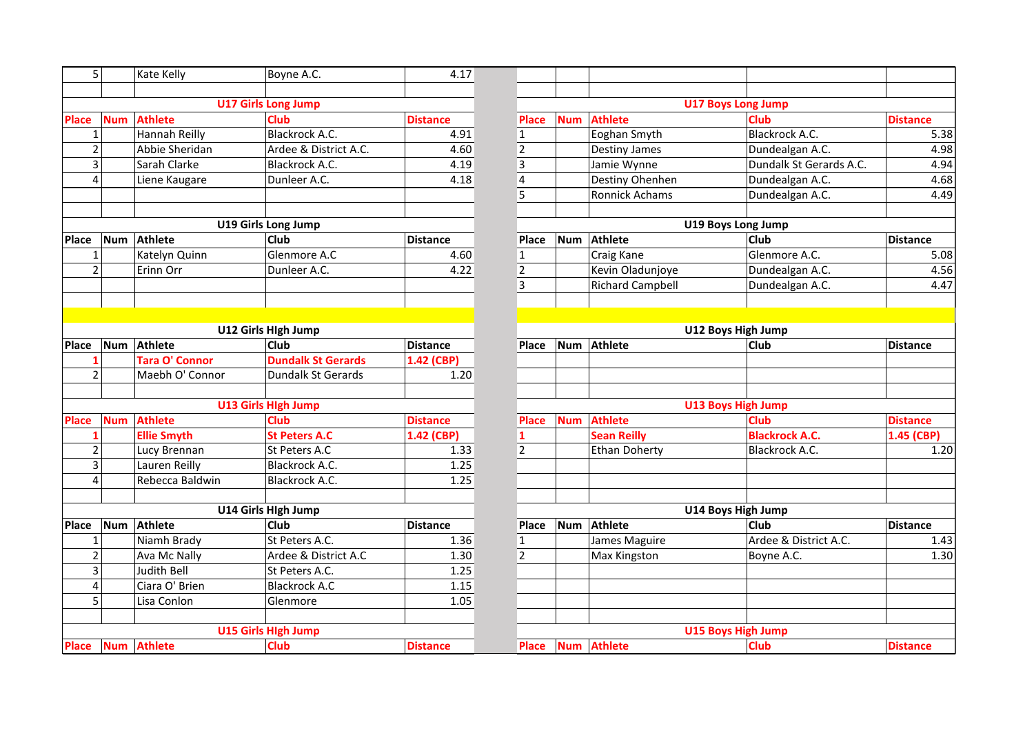| Place | Num | Athlete | Club | Distance |
|---|---|---|---|---|
| 5 | | Kate Kelly | Boyne A.C. | 4.17 |

### U17 Girls Long Jump

| Place | Num | Athlete | Club | Distance |
|---|---|---|---|---|
| 1 | | Hannah Reilly | Blackrock A.C. | 4.91 |
| 2 | | Abbie Sheridan | Ardee & District A.C. | 4.60 |
| 3 | | Sarah Clarke | Blackrock A.C. | 4.19 |
| 4 | | Liene Kaugare | Dunleer A.C. | 4.18 |

### U17 Boys Long Jump

| Place | Num | Athlete | Club | Distance |
|---|---|---|---|---|
| 1 | | Eoghan Smyth | Blackrock A.C. | 5.38 |
| 2 | | Destiny James | Dundealgan A.C. | 4.98 |
| 3 | | Jamie Wynne | Dundalk St Gerards A.C. | 4.94 |
| 4 | | Destiny Ohenhen | Dundealgan A.C. | 4.68 |
| 5 | | Ronnick Achams | Dundealgan A.C. | 4.49 |

### U19 Girls Long Jump

| Place | Num | Athlete | Club | Distance |
|---|---|---|---|---|
| 1 | | Katelyn Quinn | Glenmore A.C | 4.60 |
| 2 | | Erinn Orr | Dunleer A.C. | 4.22 |

### U19 Boys Long Jump

| Place | Num | Athlete | Club | Distance |
|---|---|---|---|---|
| 1 | | Craig Kane | Glenmore A.C. | 5.08 |
| 2 | | Kevin Oladunjoye | Dundealgan A.C. | 4.56 |
| 3 | | Richard Campbell | Dundealgan A.C. | 4.47 |

### U12 Girls HIgh Jump

| Place | Num | Athlete | Club | Distance |
|---|---|---|---|---|
| **1** | | **Tara O' Connor** | **Dundalk St Gerards** | **1.42 (CBP)** |
| 2 | | Maebh O' Connor | Dundalk St Gerards | 1.20 |

### U12 Boys High Jump

| Place | Num | Athlete | Club | Distance |
|---|---|---|---|---|

### U13 Girls HIgh Jump

| Place | Num | Athlete | Club | Distance |
|---|---|---|---|---|
| **1** | | **Ellie Smyth** | **St Peters A.C** | **1.42 (CBP)** |
| 2 | | Lucy Brennan | St Peters A.C | 1.33 |
| 3 | | Lauren Reilly | Blackrock A.C. | 1.25 |
| 4 | | Rebecca Baldwin | Blackrock A.C. | 1.25 |

### U13 Boys High Jump

| Place | Num | Athlete | Club | Distance |
|---|---|---|---|---|
| **1** | | **Sean Reilly** | **Blackrock A.C.** | **1.45 (CBP)** |
| 2 | | Ethan Doherty | Blackrock A.C. | 1.20 |

### U14 Girls HIgh Jump

| Place | Num | Athlete | Club | Distance |
|---|---|---|---|---|
| 1 | | Niamh Brady | St Peters A.C. | 1.36 |
| 2 | | Ava Mc Nally | Ardee & District A.C | 1.30 |
| 3 | | Judith Bell | St Peters A.C. | 1.25 |
| 4 | | Ciara O' Brien | Blackrock A.C | 1.15 |
| 5 | | Lisa Conlon | Glenmore | 1.05 |

### U14 Boys High Jump

| Place | Num | Athlete | Club | Distance |
|---|---|---|---|---|
| 1 | | James Maguire | Ardee & District A.C. | 1.43 |
| 2 | | Max Kingston | Boyne A.C. | 1.30 |

### U15 Girls HIgh Jump

| Place | Num | Athlete | Club | Distance |
|---|---|---|---|---|

### U15 Boys High Jump

| Place | Num | Athlete | Club | Distance |
|---|---|---|---|---|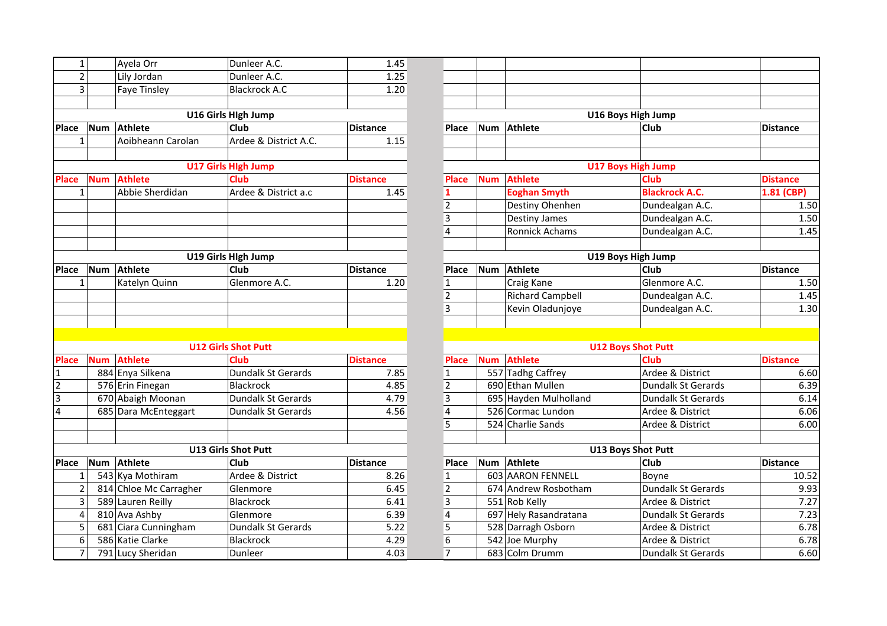| Place | Num | Athlete | Club | Distance |
|---|---|---|---|---|
| 1 | | Ayela Orr | Dunleer A.C. | 1.45 |
| 2 | | Lily Jordan | Dunleer A.C. | 1.25 |
| 3 | | Faye Tinsley | Blackrock A.C | 1.20 |

**U16 Girls HIgh Jump**

| Place | Num | Athlete | Club | Distance |
|---|---|---|---|---|
| 1 | | Aoibheann Carolan | Ardee & District A.C. | 1.15 |

**U16 Boys High Jump**

| Place | Num | Athlete | Club | Distance |
|---|---|---|---|---|

**U17 Girls HIgh Jump**

| Place | Num | Athlete | Club | Distance |
|---|---|---|---|---|
| 1 | | Abbie Sherdidan | Ardee & District a.c | 1.45 |

**U17 Boys High Jump**

| Place | Num | Athlete | Club | Distance |
|---|---|---|---|---|
| **1** | | **Eoghan Smyth** | **Blackrock A.C.** | **1.81 (CBP)** |
| 2 | | Destiny Ohenhen | Dundealgan A.C. | 1.50 |
| 3 | | Destiny James | Dundealgan A.C. | 1.50 |
| 4 | | Ronnick Achams | Dundealgan A.C. | 1.45 |

**U19 Girls HIgh Jump**

| Place | Num | Athlete | Club | Distance |
|---|---|---|---|---|
| 1 | | Katelyn Quinn | Glenmore A.C. | 1.20 |

**U19 Boys High Jump**

| Place | Num | Athlete | Club | Distance |
|---|---|---|---|---|
| 1 | | Craig Kane | Glenmore A.C. | 1.50 |
| 2 | | Richard Campbell | Dundealgan A.C. | 1.45 |
| 3 | | Kevin Oladunjoye | Dundealgan A.C. | 1.30 |

**U12 Girls Shot Putt**

| Place | Num | Athlete | Club | Distance |
|---|---|---|---|---|
| 1 | 884 | Enya Silkena | Dundalk St Gerards | 7.85 |
| 2 | 576 | Erin Finegan | Blackrock | 4.85 |
| 3 | 670 | Abaigh Moonan | Dundalk St Gerards | 4.79 |
| 4 | 685 | Dara McEnteggart | Dundalk St Gerards | 4.56 |

**U12 Boys Shot Putt**

| Place | Num | Athlete | Club | Distance |
|---|---|---|---|---|
| 1 | 557 | Tadhg Caffrey | Ardee & District | 6.60 |
| 2 | 690 | Ethan Mullen | Dundalk St Gerards | 6.39 |
| 3 | 695 | Hayden Mulholland | Dundalk St Gerards | 6.14 |
| 4 | 526 | Cormac Lundon | Ardee & District | 6.06 |
| 5 | 524 | Charlie Sands | Ardee & District | 6.00 |

**U13 Girls Shot Putt**

| Place | Num | Athlete | Club | Distance |
|---|---|---|---|---|
| 1 | 543 | Kya Mothiram | Ardee & District | 8.26 |
| 2 | 814 | Chloe Mc Carragher | Glenmore | 6.45 |
| 3 | 589 | Lauren Reilly | Blackrock | 6.41 |
| 4 | 810 | Ava Ashby | Glenmore | 6.39 |
| 5 | 681 | Ciara Cunningham | Dundalk St Gerards | 5.22 |
| 6 | 586 | Katie Clarke | Blackrock | 4.29 |
| 7 | 791 | Lucy Sheridan | Dunleer | 4.03 |

**U13 Boys Shot Putt**

| Place | Num | Athlete | Club | Distance |
|---|---|---|---|---|
| 1 | 603 | AARON FENNELL | Boyne | 10.52 |
| 2 | 674 | Andrew Rosbotham | Dundalk St Gerards | 9.93 |
| 3 | 551 | Rob Kelly | Ardee & District | 7.27 |
| 4 | 697 | Hely Rasandratana | Dundalk St Gerards | 7.23 |
| 5 | 528 | Darragh Osborn | Ardee & District | 6.78 |
| 6 | 542 | Joe Murphy | Ardee & District | 6.78 |
| 7 | 683 | Colm Drumm | Dundalk St Gerards | 6.60 |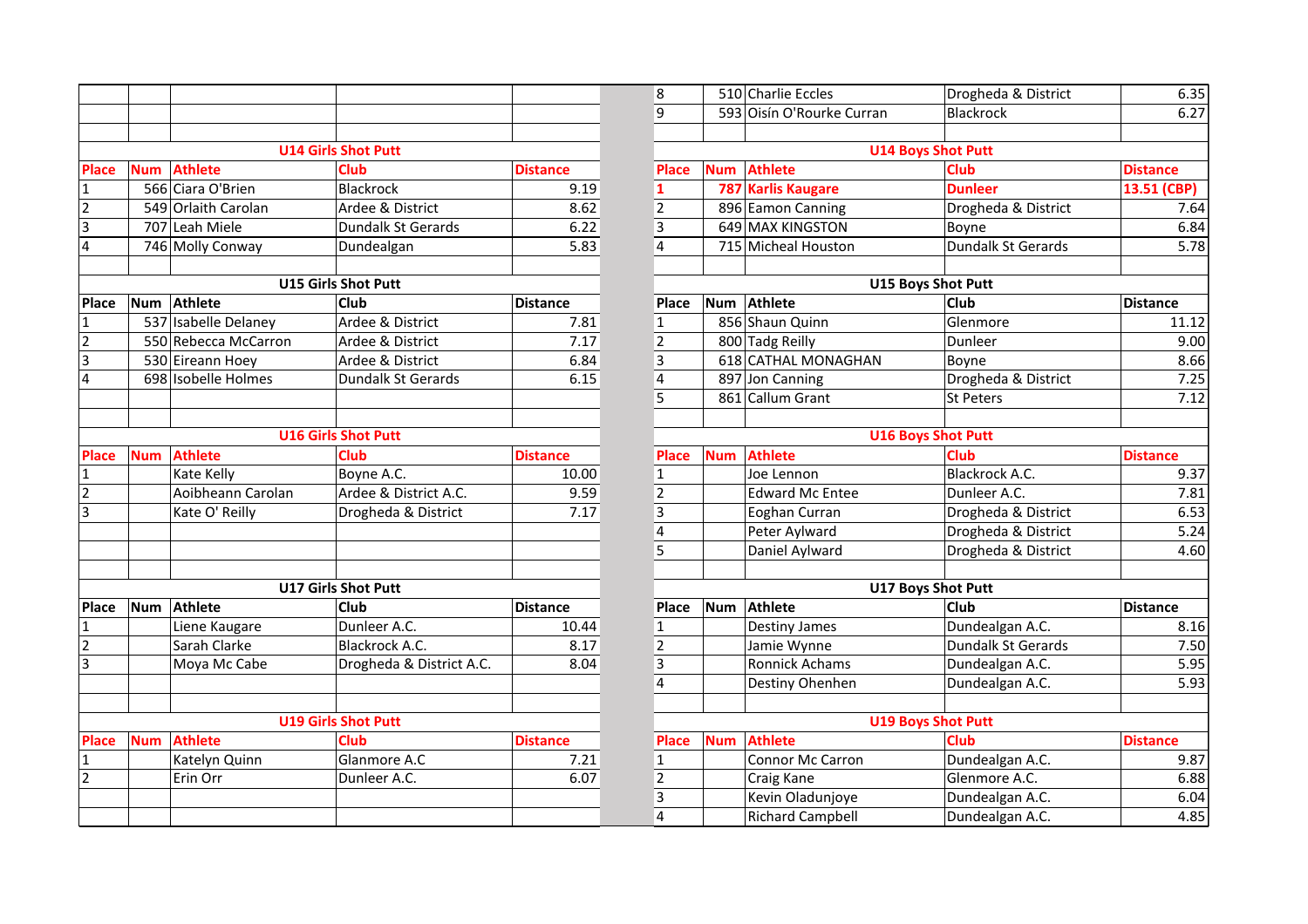| Place | Num | Athlete | Club | Distance |
|---|---|---|---|---|
| 8 | 510 | Charlie Eccles | Drogheda & District | 6.35 |
| 9 | 593 | Oisín O'Rourke Curran | Blackrock | 6.27 |

### U14 Girls Shot Putt

| Place | Num | Athlete | Club | Distance |
|---|---|---|---|---|
| 1 | 566 | Ciara O'Brien | Blackrock | 9.19 |
| 2 | 549 | Orlaith Carolan | Ardee & District | 8.62 |
| 3 | 707 | Leah Miele | Dundalk St Gerards | 6.22 |
| 4 | 746 | Molly Conway | Dundealgan | 5.83 |

### U14 Boys Shot Putt

| Place | Num | Athlete | Club | Distance |
|---|---|---|---|---|
| 1 | 787 | Karlis Kaugare | Dunleer | 13.51 (CBP) |
| 2 | 896 | Eamon Canning | Drogheda & District | 7.64 |
| 3 | 649 | MAX KINGSTON | Boyne | 6.84 |
| 4 | 715 | Micheal Houston | Dundalk St Gerards | 5.78 |

### U15 Girls Shot Putt

| Place | Num | Athlete | Club | Distance |
|---|---|---|---|---|
| 1 | 537 | Isabelle Delaney | Ardee & District | 7.81 |
| 2 | 550 | Rebecca McCarron | Ardee & District | 7.17 |
| 3 | 530 | Eireann Hoey | Ardee & District | 6.84 |
| 4 | 698 | Isobelle Holmes | Dundalk St Gerards | 6.15 |

### U15 Boys Shot Putt

| Place | Num | Athlete | Club | Distance |
|---|---|---|---|---|
| 1 | 856 | Shaun Quinn | Glenmore | 11.12 |
| 2 | 800 | Tadg Reilly | Dunleer | 9.00 |
| 3 | 618 | CATHAL MONAGHAN | Boyne | 8.66 |
| 4 | 897 | Jon Canning | Drogheda & District | 7.25 |
| 5 | 861 | Callum Grant | St Peters | 7.12 |

### U16 Girls Shot Putt

| Place | Num | Athlete | Club | Distance |
|---|---|---|---|---|
| 1 | | Kate Kelly | Boyne A.C. | 10.00 |
| 2 | | Aoibheann Carolan | Ardee & District A.C. | 9.59 |
| 3 | | Kate O' Reilly | Drogheda & District | 7.17 |

### U16 Boys Shot Putt

| Place | Num | Athlete | Club | Distance |
|---|---|---|---|---|
| 1 | | Joe Lennon | Blackrock A.C. | 9.37 |
| 2 | | Edward Mc Entee | Dunleer A.C. | 7.81 |
| 3 | | Eoghan Curran | Drogheda & District | 6.53 |
| 4 | | Peter Aylward | Drogheda & District | 5.24 |
| 5 | | Daniel Aylward | Drogheda & District | 4.60 |

### U17 Girls Shot Putt

| Place | Num | Athlete | Club | Distance |
|---|---|---|---|---|
| 1 | | Liene Kaugare | Dunleer A.C. | 10.44 |
| 2 | | Sarah Clarke | Blackrock A.C. | 8.17 |
| 3 | | Moya Mc Cabe | Drogheda & District A.C. | 8.04 |

### U17 Boys Shot Putt

| Place | Num | Athlete | Club | Distance |
|---|---|---|---|---|
| 1 | | Destiny James | Dundealgan A.C. | 8.16 |
| 2 | | Jamie Wynne | Dundalk St Gerards | 7.50 |
| 3 | | Ronnick Achams | Dundealgan A.C. | 5.95 |
| 4 | | Destiny Ohenhen | Dundealgan A.C. | 5.93 |

### U19 Girls Shot Putt

| Place | Num | Athlete | Club | Distance |
|---|---|---|---|---|
| 1 | | Katelyn Quinn | Glanmore A.C | 7.21 |
| 2 | | Erin Orr | Dunleer A.C. | 6.07 |

### U19 Boys Shot Putt

| Place | Num | Athlete | Club | Distance |
|---|---|---|---|---|
| 1 | | Connor Mc Carron | Dundealgan A.C. | 9.87 |
| 2 | | Craig Kane | Glenmore A.C. | 6.88 |
| 3 | | Kevin Oladunjoye | Dundealgan A.C. | 6.04 |
| 4 | | Richard Campbell | Dundealgan A.C. | 4.85 |